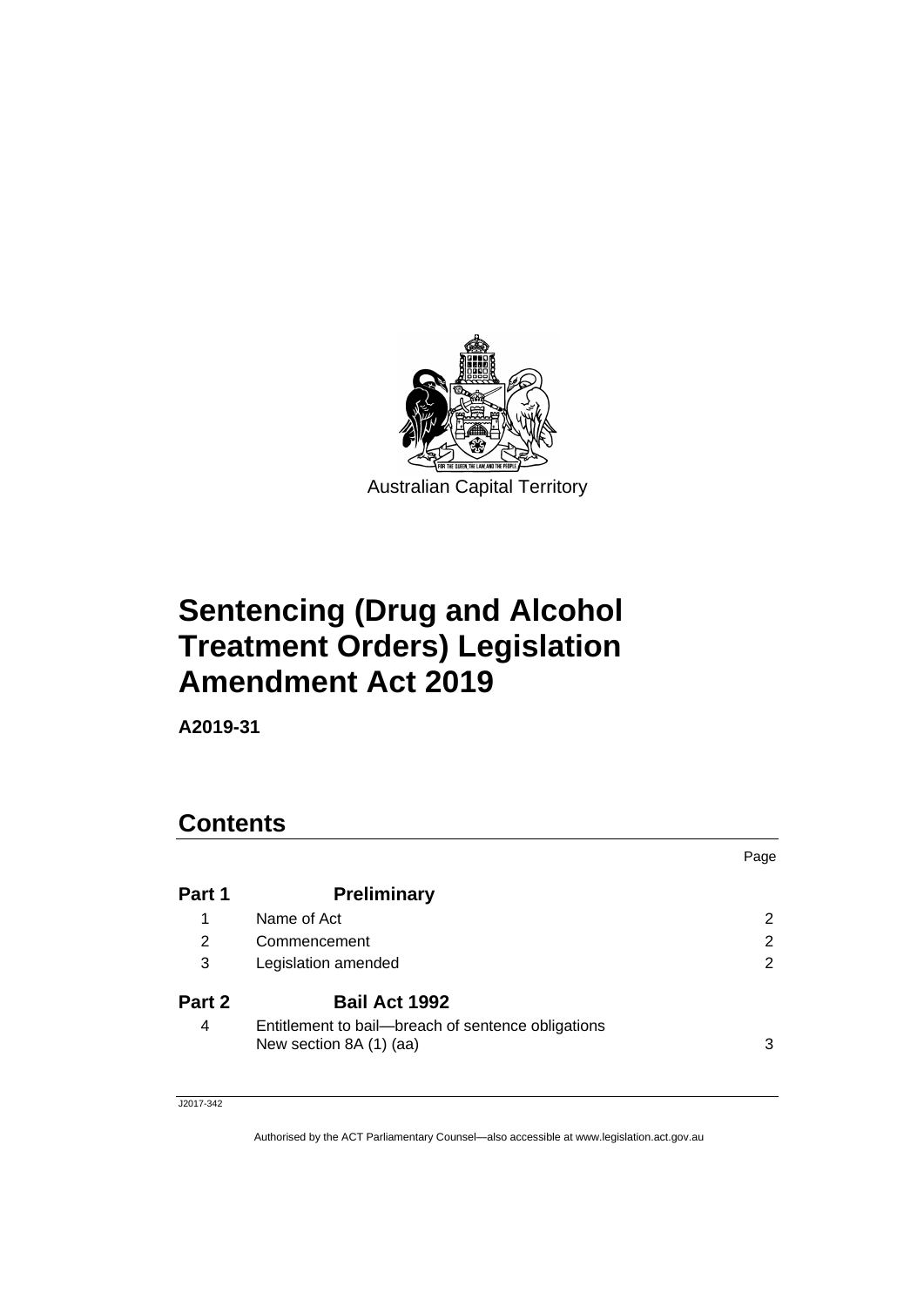Australian Capital Territory

# Sentencing (Drug and Alcohol Treatment Orders) Legislation Amendment Act 2019

**A2019-31**

## Contents

| | | Page |
|---|---|---|
| **Part 1** | **Preliminary** | |
| 1 | Name of Act | 2 |
| 2 | Commencement | 2 |
| 3 | Legislation amended | 2 |
| **Part 2** | **Bail Act 1992** | |
| 4 | Entitlement to bail—breach of sentence obligations New section 8A (1) (aa) | 3 |

J2017-342

Authorised by the ACT Parliamentary Counsel—also accessible at www.legislation.act.gov.au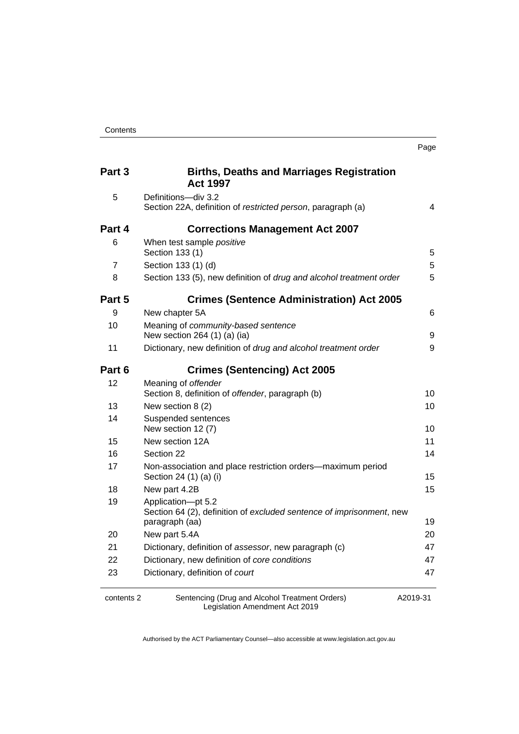| | | Page |
|---|---|---|
| **Part 3** | **Births, Deaths and Marriages Registration Act 1997** | |
| 5 | Definitions—div 3.2<br>Section 22A, definition of *restricted person*, paragraph (a) | 4 |
| **Part 4** | **Corrections Management Act 2007** | |
| 6 | When test sample *positive*<br>Section 133 (1) | 5 |
| 7 | Section 133 (1) (d) | 5 |
| 8 | Section 133 (5), new definition of *drug and alcohol treatment order* | 5 |
| **Part 5** | **Crimes (Sentence Administration) Act 2005** | |
| 9 | New chapter 5A | 6 |
| 10 | Meaning of *community-based sentence*<br>New section 264 (1) (a) (ia) | 9 |
| 11 | Dictionary, new definition of *drug and alcohol treatment order* | 9 |
| **Part 6** | **Crimes (Sentencing) Act 2005** | |
| 12 | Meaning of *offender*<br>Section 8, definition of *offender*, paragraph (b) | 10 |
| 13 | New section 8 (2) | 10 |
| 14 | Suspended sentences<br>New section 12 (7) | 10 |
| 15 | New section 12A | 11 |
| 16 | Section 22 | 14 |
| 17 | Non-association and place restriction orders—maximum period<br>Section 24 (1) (a) (i) | 15 |
| 18 | New part 4.2B | 15 |
| 19 | Application—pt 5.2<br>Section 64 (2), definition of *excluded sentence of imprisonment*, new paragraph (aa) | 19 |
| 20 | New part 5.4A | 20 |
| 21 | Dictionary, definition of *assessor*, new paragraph (c) | 47 |
| 22 | Dictionary, new definition of *core conditions* | 47 |
| 23 | Dictionary, definition of *court* | 47 |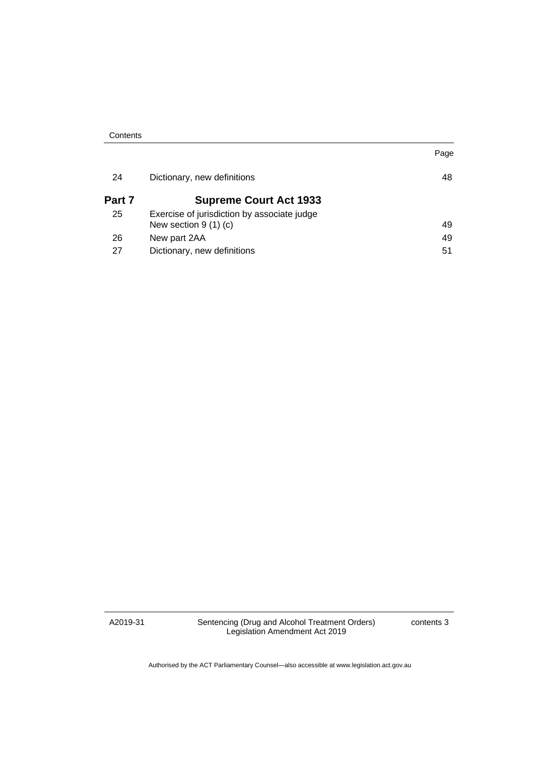| | | Page |
|---|---|---|
| 24 | Dictionary, new definitions | 48 |
| **Part 7** | **Supreme Court Act 1933** | |
| 25 | Exercise of jurisdiction by associate judge<br>New section 9 (1) (c) | 49 |
| 26 | New part 2AA | 49 |
| 27 | Dictionary, new definitions | 51 |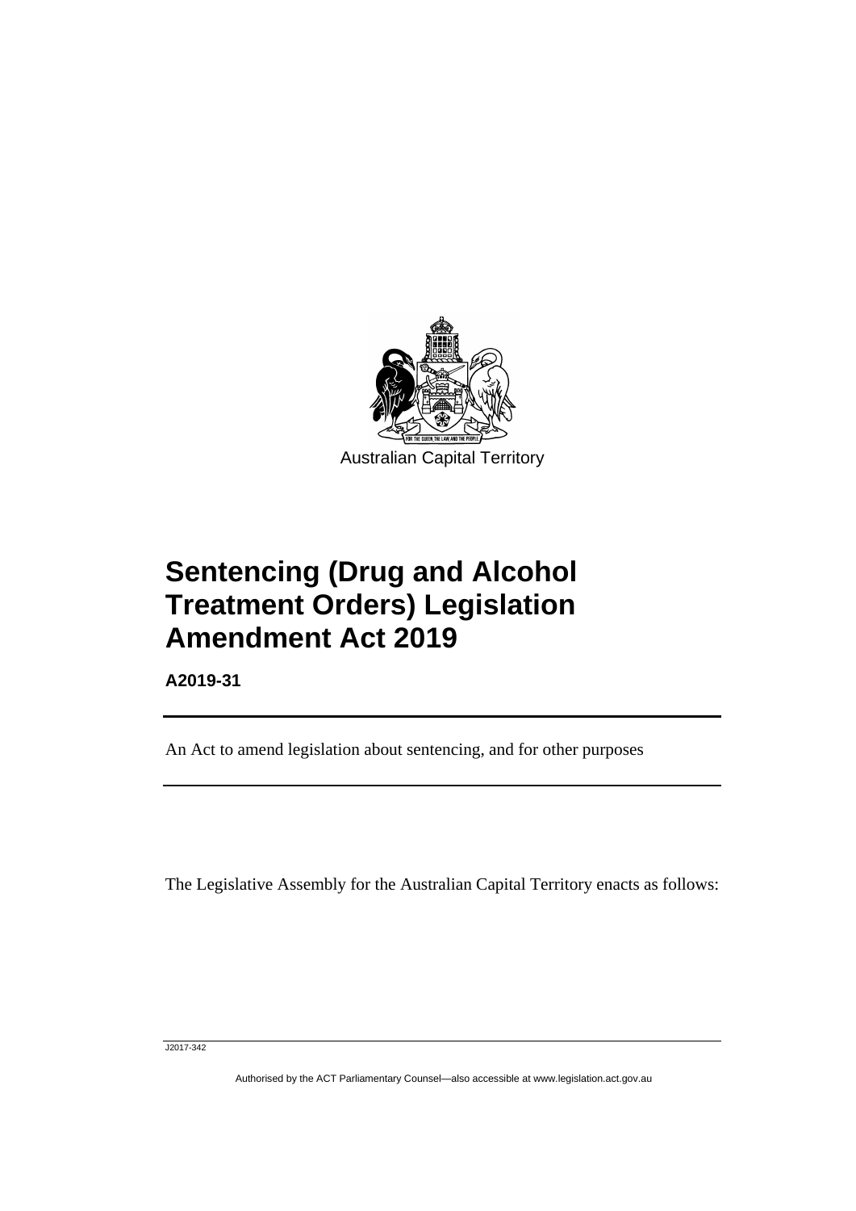Australian Capital Territory

# Sentencing (Drug and Alcohol Treatment Orders) Legislation Amendment Act 2019

**A2019-31**

An Act to amend legislation about sentencing, and for other purposes

The Legislative Assembly for the Australian Capital Territory enacts as follows: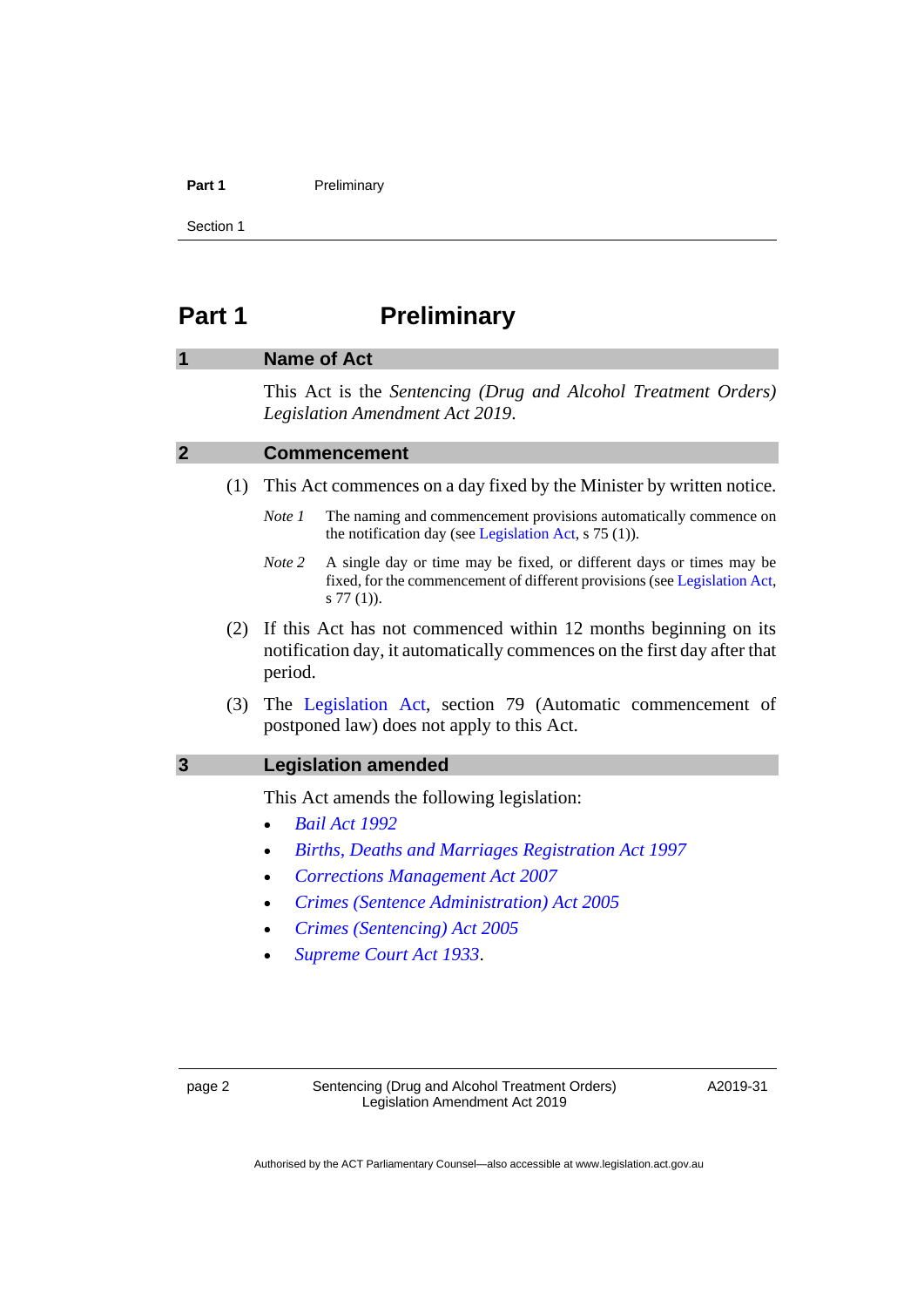# Part 1 Preliminary

## 1 Name of Act

This Act is the *Sentencing (Drug and Alcohol Treatment Orders) Legislation Amendment Act 2019*.

## 2 Commencement

(1) This Act commences on a day fixed by the Minister by written notice.

*Note 1* The naming and commencement provisions automatically commence on the notification day (see Legislation Act, s 75 (1)).

*Note 2* A single day or time may be fixed, or different days or times may be fixed, for the commencement of different provisions (see Legislation Act, s 77 (1)).

(2) If this Act has not commenced within 12 months beginning on its notification day, it automatically commences on the first day after that period.

(3) The Legislation Act, section 79 (Automatic commencement of postponed law) does not apply to this Act.

## 3 Legislation amended

This Act amends the following legislation:

- *Bail Act 1992*
- *Births, Deaths and Marriages Registration Act 1997*
- *Corrections Management Act 2007*
- *Crimes (Sentence Administration) Act 2005*
- *Crimes (Sentencing) Act 2005*
- *Supreme Court Act 1933*.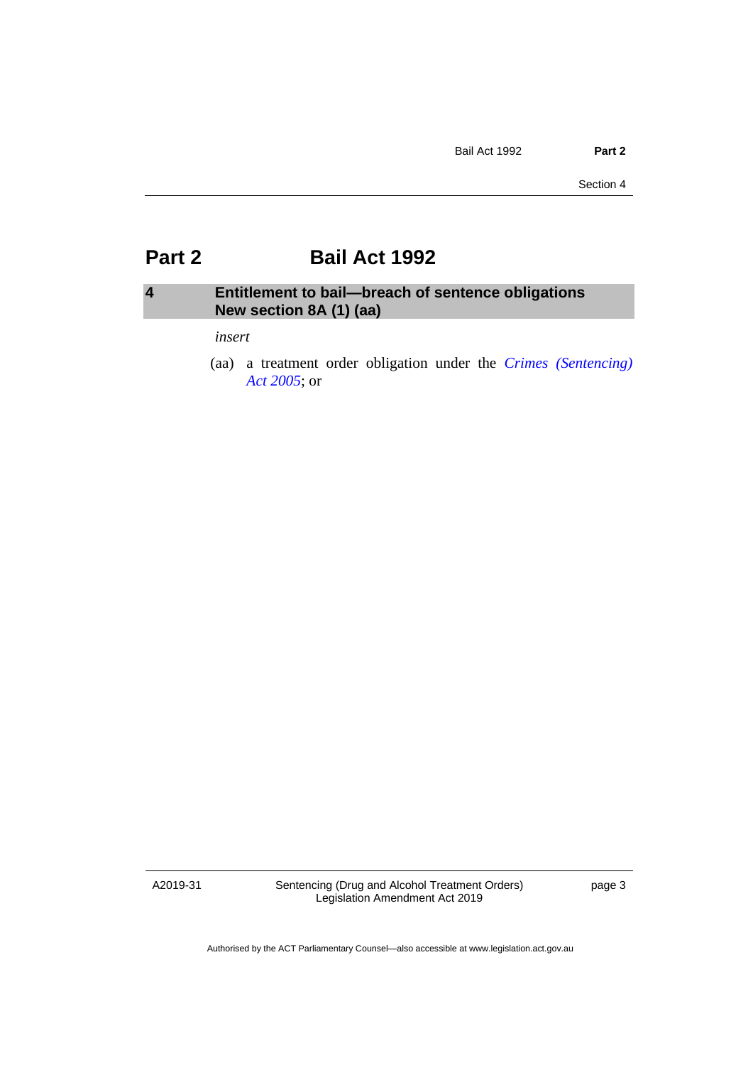# Part 2 Bail Act 1992

## 4 Entitlement to bail—breach of sentence obligations New section 8A (1) (aa)

*insert*

(aa) a treatment order obligation under the *Crimes (Sentencing) Act 2005*; or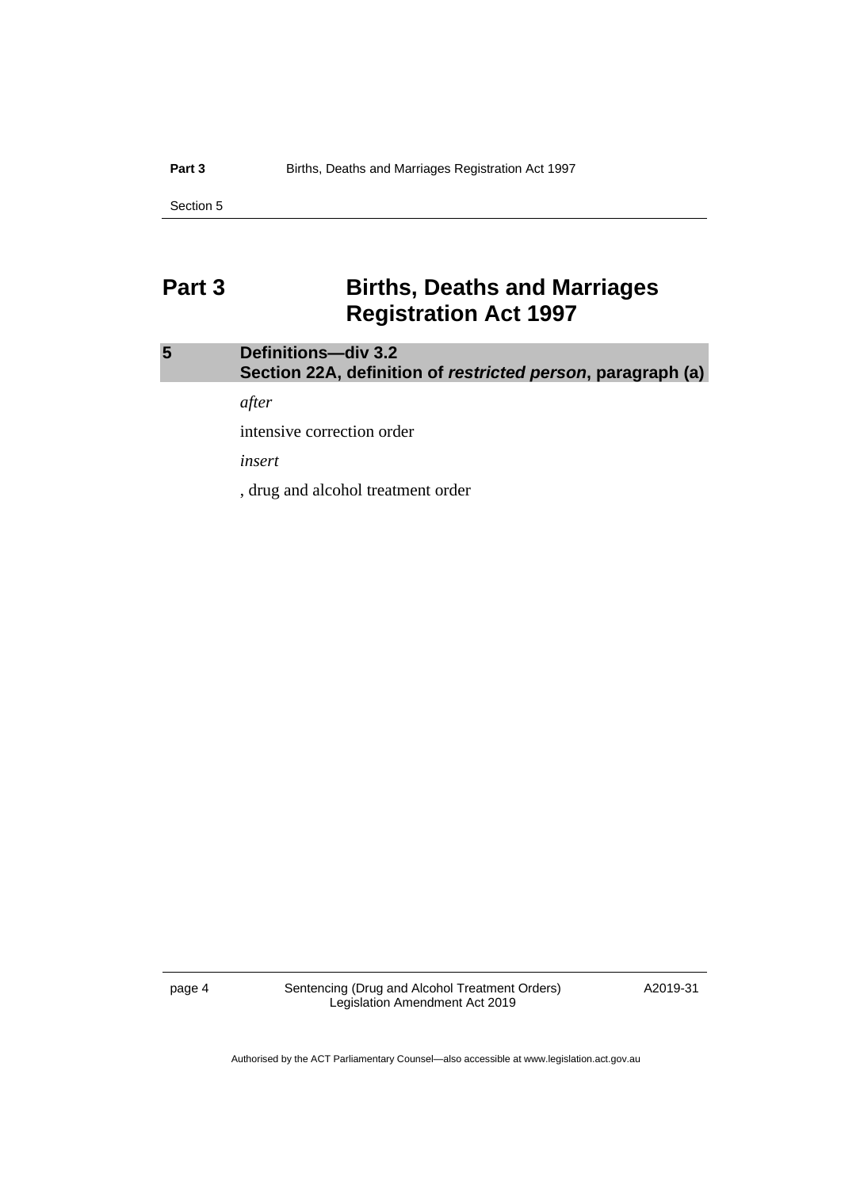# Part 3 Births, Deaths and Marriages Registration Act 1997

## 5 Definitions—div 3.2
## Section 22A, definition of *restricted person*, paragraph (a)

*after*

intensive correction order

*insert*

, drug and alcohol treatment order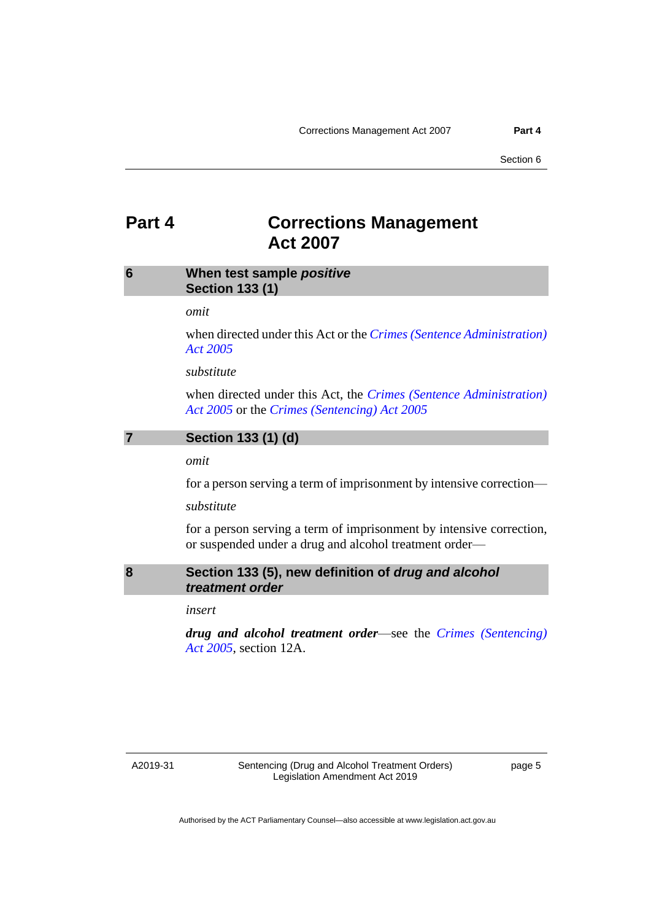# Part 4 Corrections Management Act 2007

## 6 When test sample *positive* Section 133 (1)

*omit*

when directed under this Act or the *Crimes (Sentence Administration) Act 2005*

*substitute*

when directed under this Act, the *Crimes (Sentence Administration) Act 2005* or the *Crimes (Sentencing) Act 2005*

## 7 Section 133 (1) (d)

*omit*

for a person serving a term of imprisonment by intensive correction—

*substitute*

for a person serving a term of imprisonment by intensive correction, or suspended under a drug and alcohol treatment order—

## 8 Section 133 (5), new definition of *drug and alcohol treatment order*

*insert*

***drug and alcohol treatment order***—see the *Crimes (Sentencing) Act 2005*, section 12A.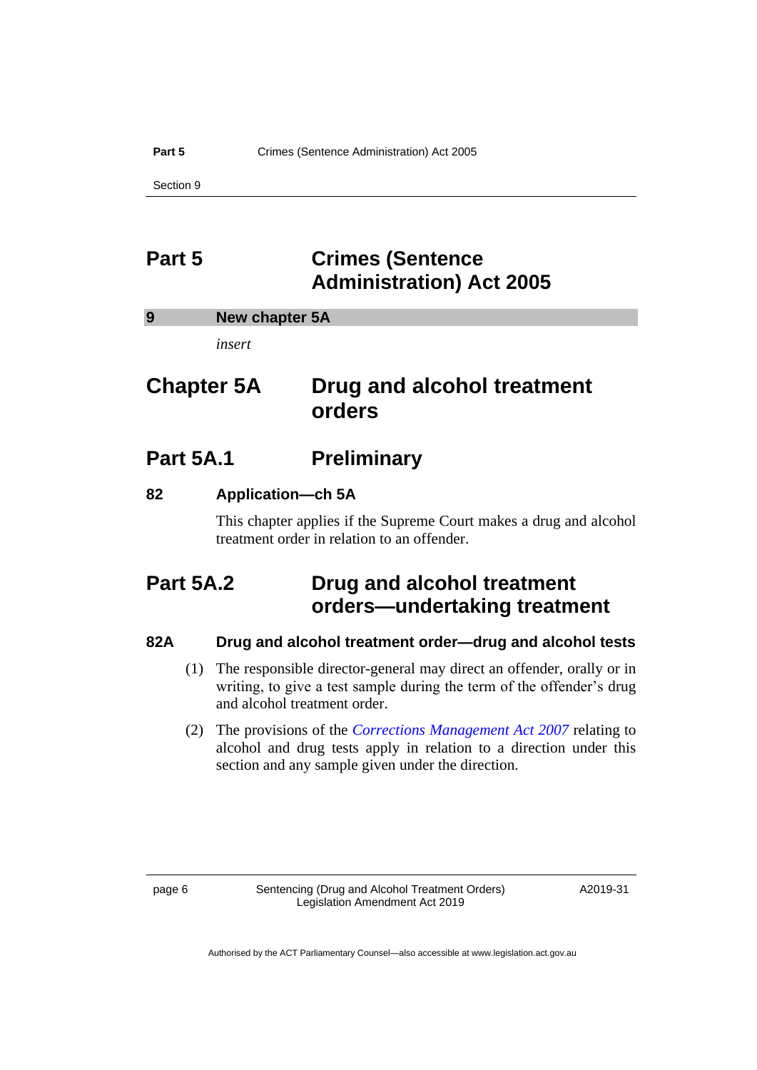# Part 5 Crimes (Sentence Administration) Act 2005

## 9 New chapter 5A

*insert*

# Chapter 5A Drug and alcohol treatment orders

## Part 5A.1 Preliminary

### 82 Application—ch 5A

This chapter applies if the Supreme Court makes a drug and alcohol treatment order in relation to an offender.

## Part 5A.2 Drug and alcohol treatment orders—undertaking treatment

### 82A Drug and alcohol treatment order—drug and alcohol tests

(1) The responsible director-general may direct an offender, orally or in writing, to give a test sample during the term of the offender's drug and alcohol treatment order.

(2) The provisions of the *Corrections Management Act 2007* relating to alcohol and drug tests apply in relation to a direction under this section and any sample given under the direction.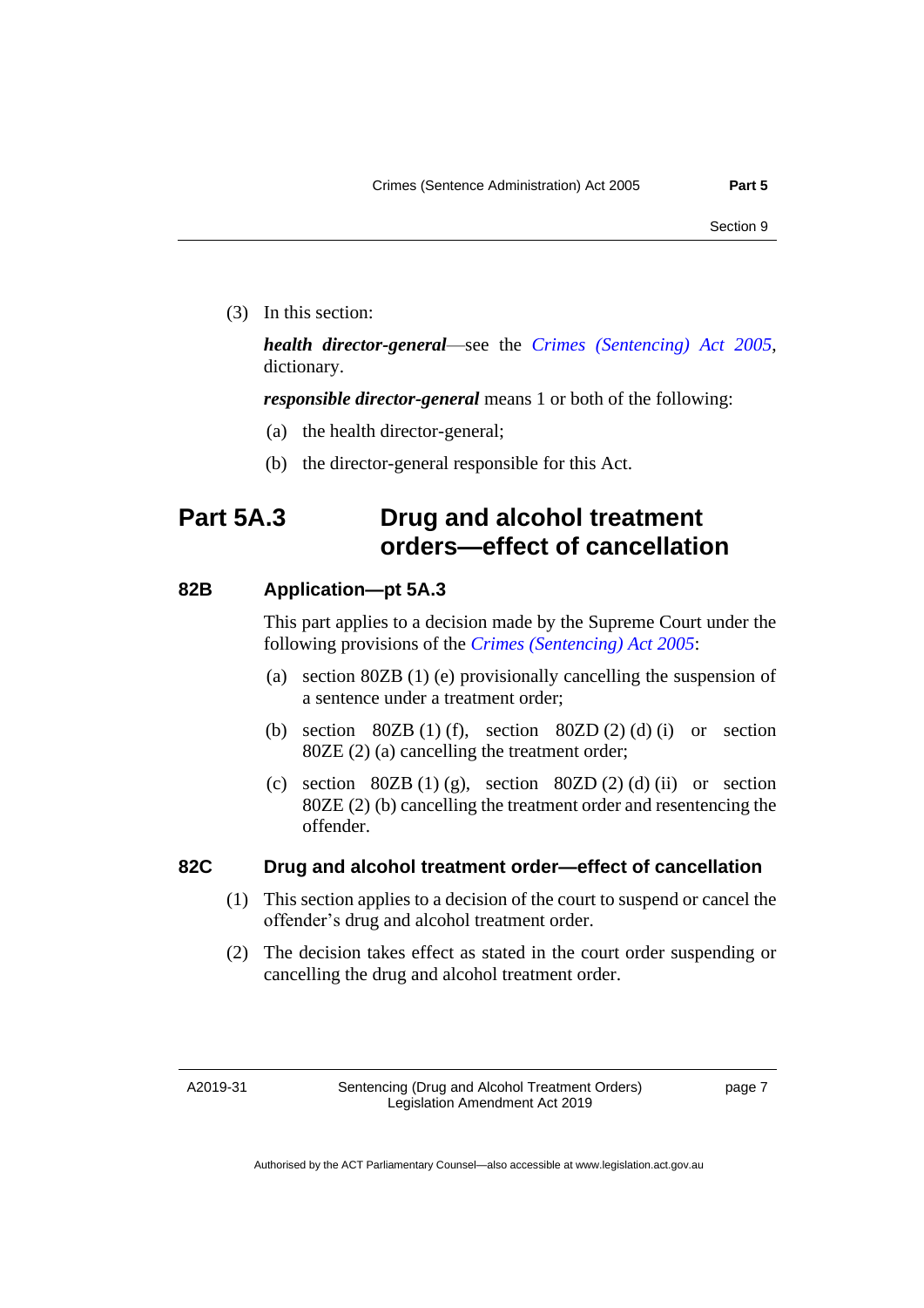(3) In this section:

***health director-general***—see the *Crimes (Sentencing) Act 2005*, dictionary.

***responsible director-general*** means 1 or both of the following:

(a) the health director-general;

(b) the director-general responsible for this Act.

## Part 5A.3 Drug and alcohol treatment orders—effect of cancellation

### 82B Application—pt 5A.3

This part applies to a decision made by the Supreme Court under the following provisions of the *Crimes (Sentencing) Act 2005*:

(a) section 80ZB (1) (e) provisionally cancelling the suspension of a sentence under a treatment order;

(b) section 80ZB (1) (f), section 80ZD (2) (d) (i) or section 80ZE (2) (a) cancelling the treatment order;

(c) section 80ZB (1) (g), section 80ZD (2) (d) (ii) or section 80ZE (2) (b) cancelling the treatment order and resentencing the offender.

### 82C Drug and alcohol treatment order—effect of cancellation

(1) This section applies to a decision of the court to suspend or cancel the offender's drug and alcohol treatment order.

(2) The decision takes effect as stated in the court order suspending or cancelling the drug and alcohol treatment order.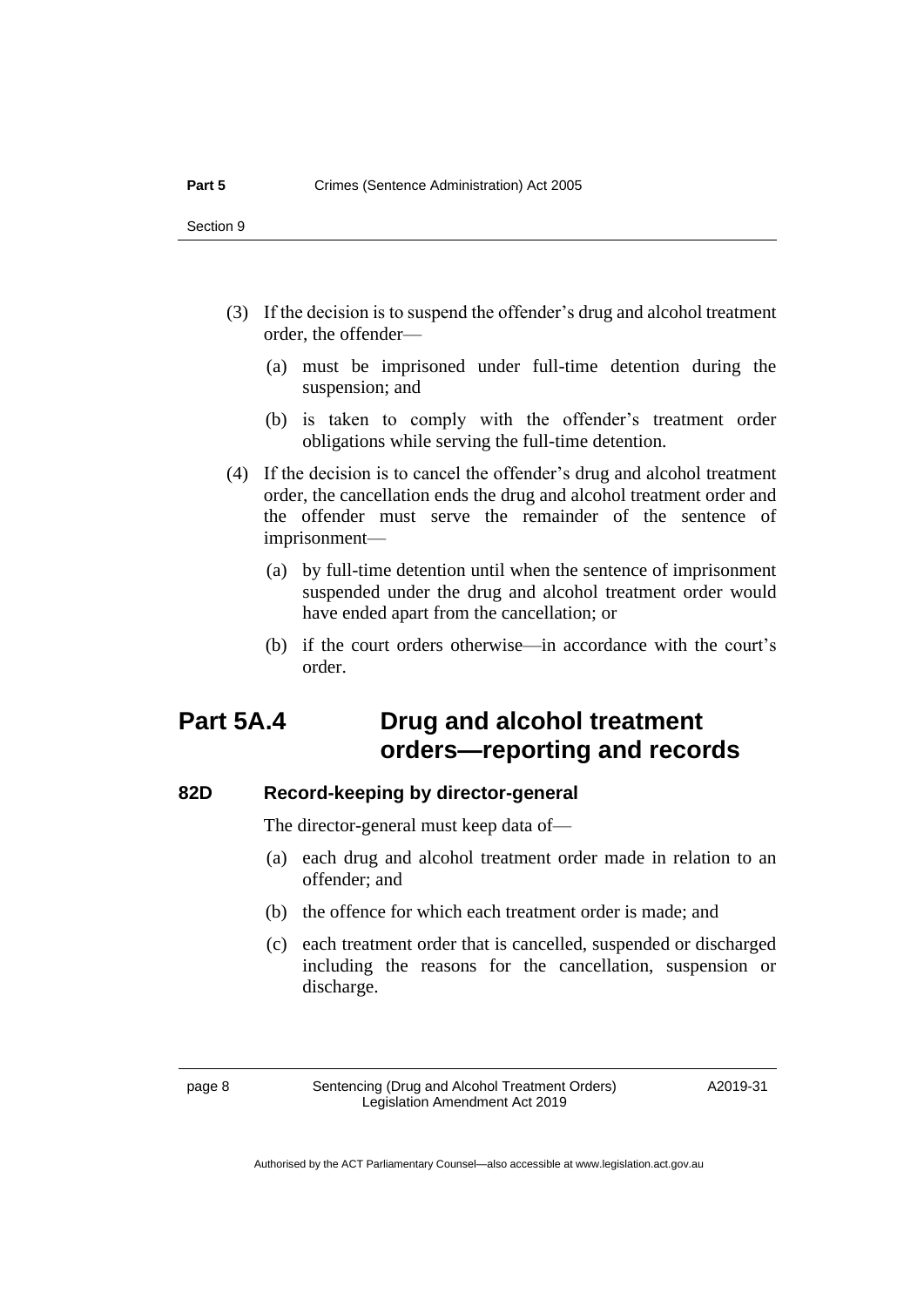(3) If the decision is to suspend the offender's drug and alcohol treatment order, the offender—

  (a) must be imprisoned under full-time detention during the suspension; and

  (b) is taken to comply with the offender's treatment order obligations while serving the full-time detention.

(4) If the decision is to cancel the offender's drug and alcohol treatment order, the cancellation ends the drug and alcohol treatment order and the offender must serve the remainder of the sentence of imprisonment—

  (a) by full-time detention until when the sentence of imprisonment suspended under the drug and alcohol treatment order would have ended apart from the cancellation; or

  (b) if the court orders otherwise—in accordance with the court's order.

## Part 5A.4 Drug and alcohol treatment orders—reporting and records

### 82D Record-keeping by director-general

The director-general must keep data of—

  (a) each drug and alcohol treatment order made in relation to an offender; and

  (b) the offence for which each treatment order is made; and

  (c) each treatment order that is cancelled, suspended or discharged including the reasons for the cancellation, suspension or discharge.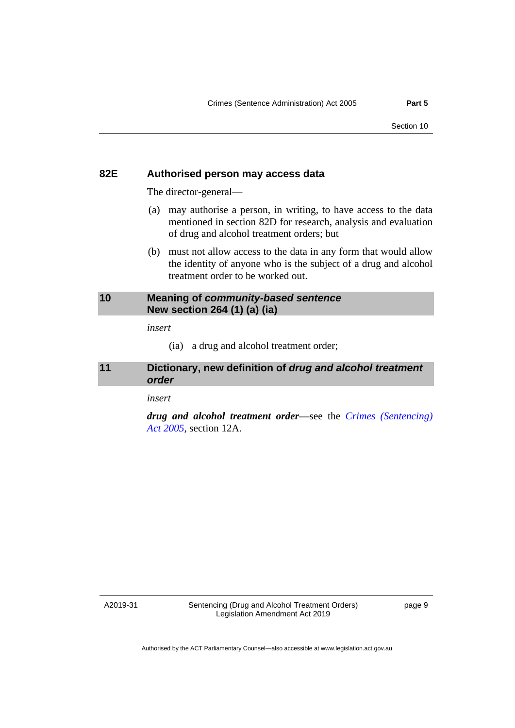### 82E Authorised person may access data

The director-general—

(a) may authorise a person, in writing, to have access to the data mentioned in section 82D for research, analysis and evaluation of drug and alcohol treatment orders; but

(b) must not allow access to the data in any form that would allow the identity of anyone who is the subject of a drug and alcohol treatment order to be worked out.

## 10 Meaning of *community-based sentence* New section 264 (1) (a) (ia)

*insert*

(ia) a drug and alcohol treatment order;

## 11 Dictionary, new definition of *drug and alcohol treatment order*

*insert*

***drug and alcohol treatment order***—see the *Crimes (Sentencing) Act 2005*, section 12A.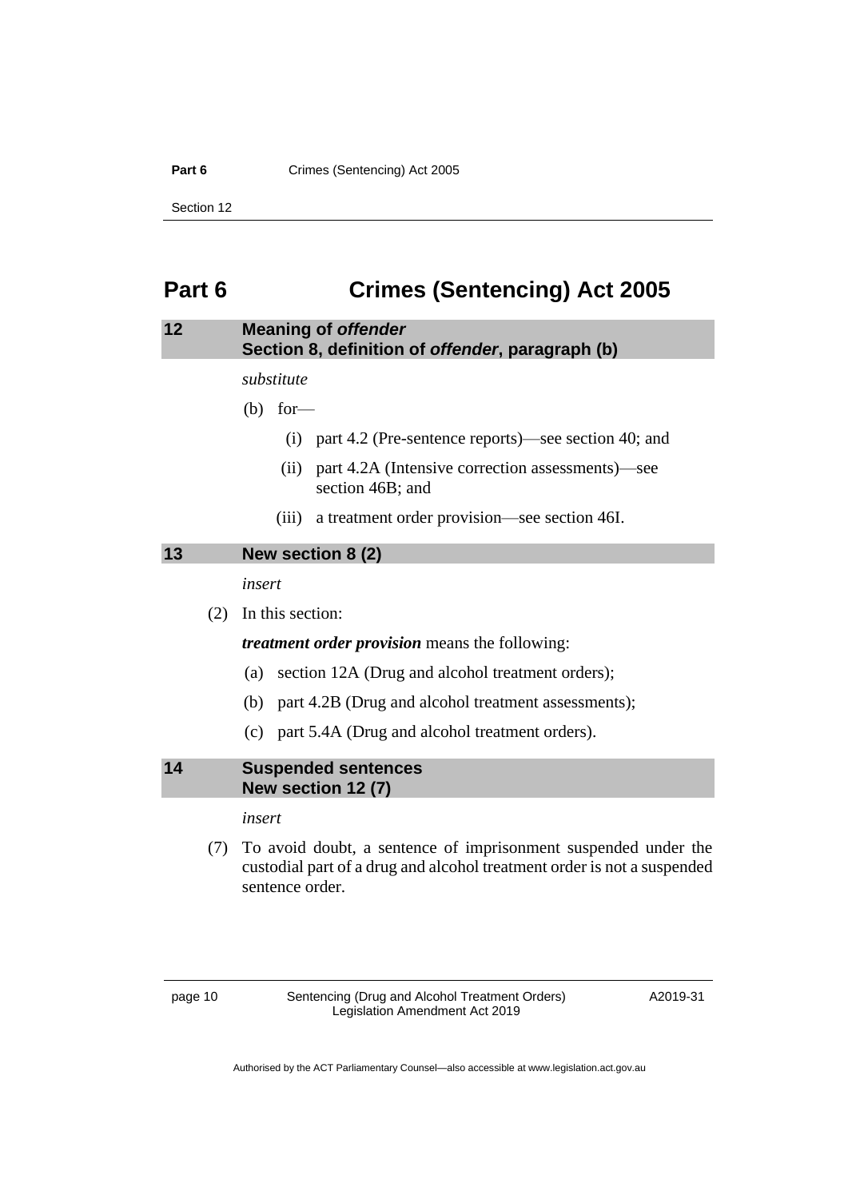# Part 6 Crimes (Sentencing) Act 2005

## 12 Meaning of *offender* Section 8, definition of *offender*, paragraph (b)

*substitute*

(b) for—

(i) part 4.2 (Pre-sentence reports)—see section 40; and

(ii) part 4.2A (Intensive correction assessments)—see section 46B; and

(iii) a treatment order provision—see section 46I.

## 13 New section 8 (2)

*insert*

(2) In this section:

***treatment order provision*** means the following:

(a) section 12A (Drug and alcohol treatment orders);

(b) part 4.2B (Drug and alcohol treatment assessments);

(c) part 5.4A (Drug and alcohol treatment orders).

## 14 Suspended sentences New section 12 (7)

*insert*

(7) To avoid doubt, a sentence of imprisonment suspended under the custodial part of a drug and alcohol treatment order is not a suspended sentence order.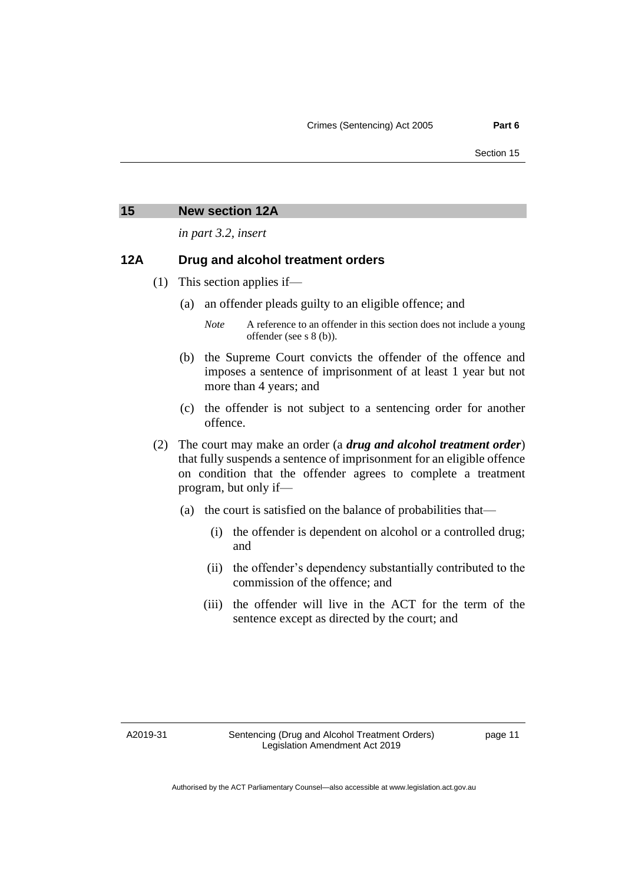## 15 New section 12A

*in part 3.2, insert*

### 12A Drug and alcohol treatment orders

(1) This section applies if—

(a) an offender pleads guilty to an eligible offence; and

*Note* A reference to an offender in this section does not include a young offender (see s 8 (b)).

(b) the Supreme Court convicts the offender of the offence and imposes a sentence of imprisonment of at least 1 year but not more than 4 years; and

(c) the offender is not subject to a sentencing order for another offence.

(2) The court may make an order (a ***drug and alcohol treatment order***) that fully suspends a sentence of imprisonment for an eligible offence on condition that the offender agrees to complete a treatment program, but only if—

(a) the court is satisfied on the balance of probabilities that—

(i) the offender is dependent on alcohol or a controlled drug; and

(ii) the offender's dependency substantially contributed to the commission of the offence; and

(iii) the offender will live in the ACT for the term of the sentence except as directed by the court; and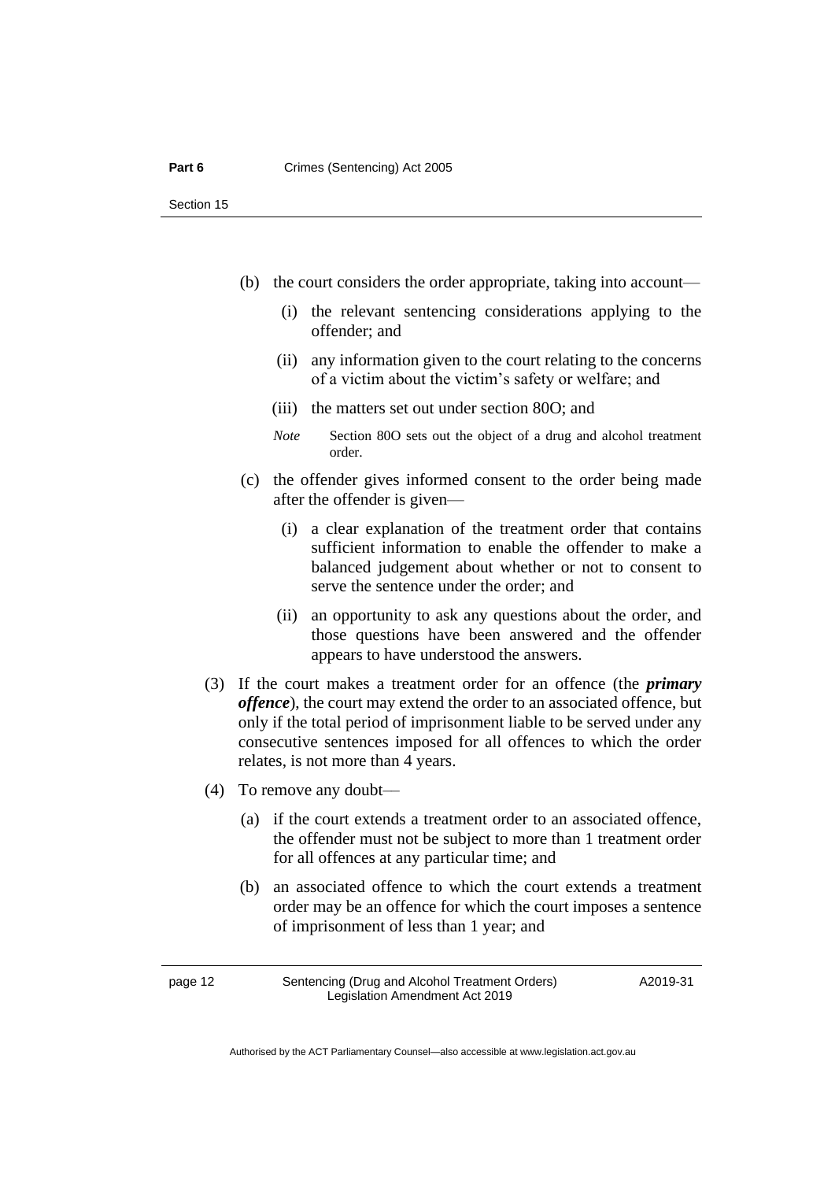(b) the court considers the order appropriate, taking into account—

  (i) the relevant sentencing considerations applying to the offender; and

  (ii) any information given to the court relating to the concerns of a victim about the victim's safety or welfare; and

  (iii) the matters set out under section 80O; and

  *Note* Section 80O sets out the object of a drug and alcohol treatment order.

(c) the offender gives informed consent to the order being made after the offender is given—

  (i) a clear explanation of the treatment order that contains sufficient information to enable the offender to make a balanced judgement about whether or not to consent to serve the sentence under the order; and

  (ii) an opportunity to ask any questions about the order, and those questions have been answered and the offender appears to have understood the answers.

(3) If the court makes a treatment order for an offence (the ***primary offence***), the court may extend the order to an associated offence, but only if the total period of imprisonment liable to be served under any consecutive sentences imposed for all offences to which the order relates, is not more than 4 years.

(4) To remove any doubt—

  (a) if the court extends a treatment order to an associated offence, the offender must not be subject to more than 1 treatment order for all offences at any particular time; and

  (b) an associated offence to which the court extends a treatment order may be an offence for which the court imposes a sentence of imprisonment of less than 1 year; and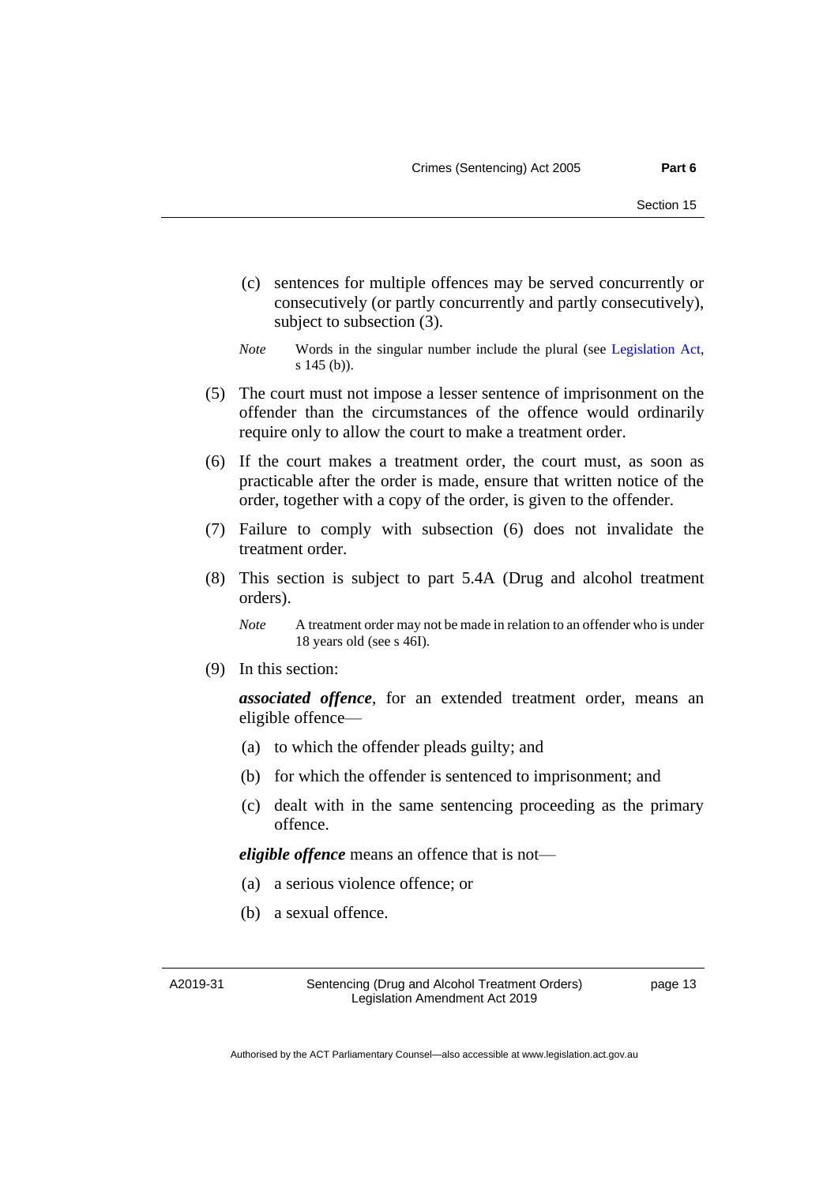(c) sentences for multiple offences may be served concurrently or consecutively (or partly concurrently and partly consecutively), subject to subsection (3).

*Note* Words in the singular number include the plural (see Legislation Act, s 145 (b)).

(5) The court must not impose a lesser sentence of imprisonment on the offender than the circumstances of the offence would ordinarily require only to allow the court to make a treatment order.

(6) If the court makes a treatment order, the court must, as soon as practicable after the order is made, ensure that written notice of the order, together with a copy of the order, is given to the offender.

(7) Failure to comply with subsection (6) does not invalidate the treatment order.

(8) This section is subject to part 5.4A (Drug and alcohol treatment orders).

*Note* A treatment order may not be made in relation to an offender who is under 18 years old (see s 46I).

(9) In this section:

***associated offence***, for an extended treatment order, means an eligible offence—

(a) to which the offender pleads guilty; and

(b) for which the offender is sentenced to imprisonment; and

(c) dealt with in the same sentencing proceeding as the primary offence.

***eligible offence*** means an offence that is not—

(a) a serious violence offence; or

(b) a sexual offence.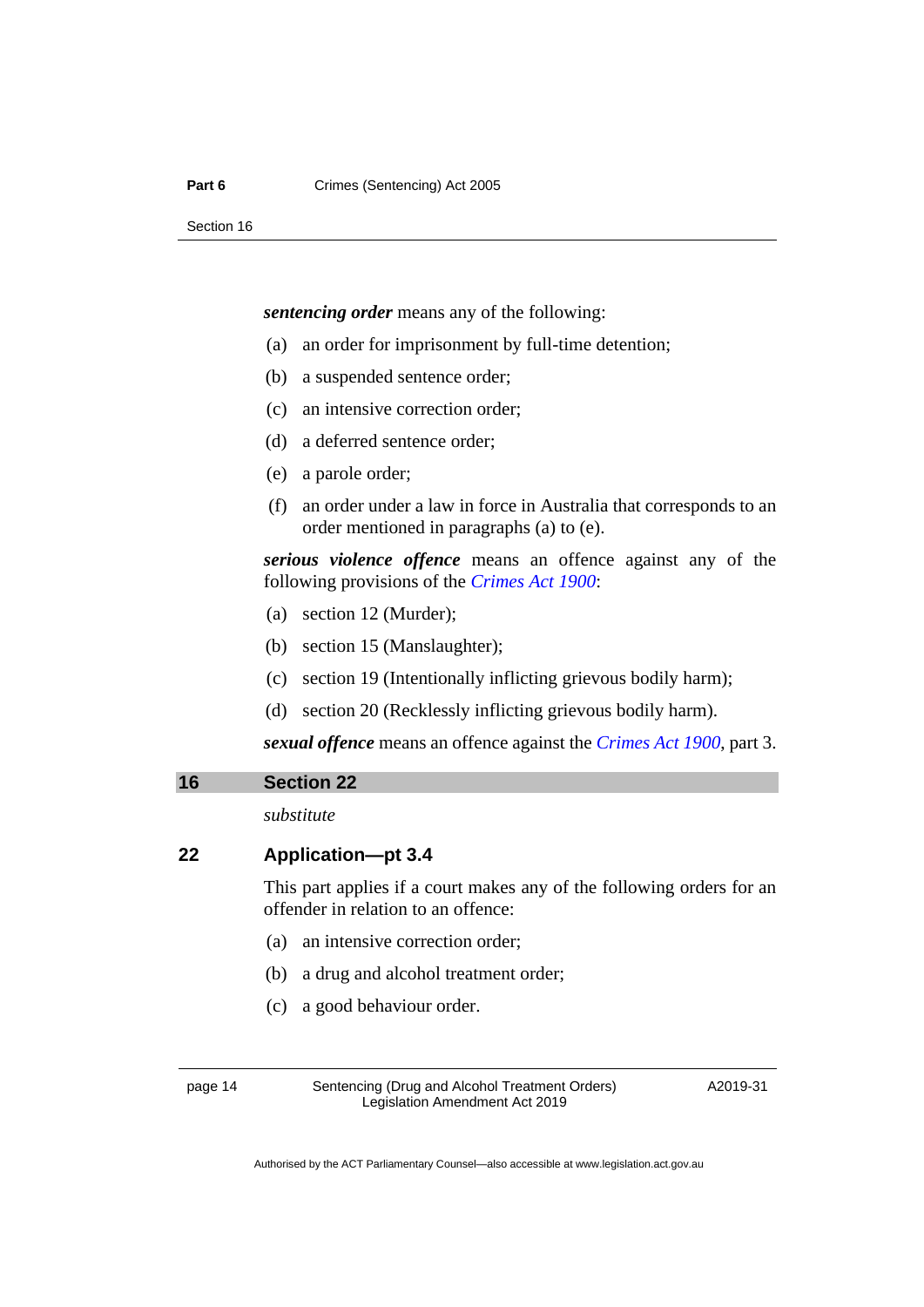***sentencing order*** means any of the following:

(a) an order for imprisonment by full-time detention;

(b) a suspended sentence order;

(c) an intensive correction order;

(d) a deferred sentence order;

(e) a parole order;

(f) an order under a law in force in Australia that corresponds to an order mentioned in paragraphs (a) to (e).

***serious violence offence*** means an offence against any of the following provisions of the *Crimes Act 1900*:

(a) section 12 (Murder);

(b) section 15 (Manslaughter);

(c) section 19 (Intentionally inflicting grievous bodily harm);

(d) section 20 (Recklessly inflicting grievous bodily harm).

***sexual offence*** means an offence against the *Crimes Act 1900*, part 3.

## 16 Section 22

*substitute*

### 22 Application—pt 3.4

This part applies if a court makes any of the following orders for an offender in relation to an offence:

(a) an intensive correction order;

(b) a drug and alcohol treatment order;

(c) a good behaviour order.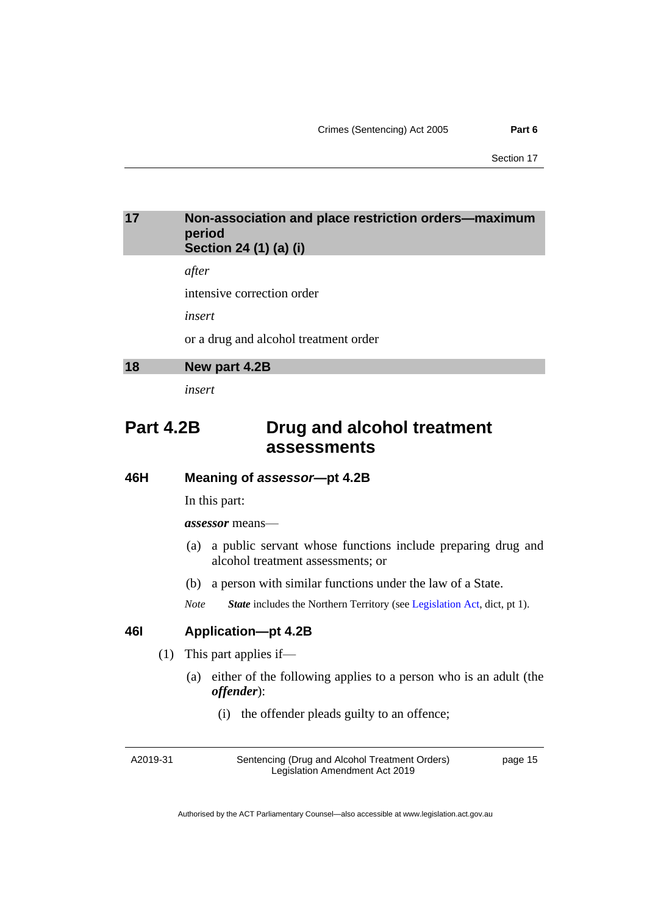## 17 Non-association and place restriction orders—maximum period Section 24 (1) (a) (i)

*after*

intensive correction order

*insert*

or a drug and alcohol treatment order

## 18 New part 4.2B

*insert*

# Part 4.2B Drug and alcohol treatment assessments

### 46H Meaning of *assessor*—pt 4.2B

In this part:

***assessor*** means—

(a) a public servant whose functions include preparing drug and alcohol treatment assessments; or

(b) a person with similar functions under the law of a State.

*Note* ***State*** includes the Northern Territory (see Legislation Act, dict, pt 1).

### 46I Application—pt 4.2B

(1) This part applies if—

(a) either of the following applies to a person who is an adult (the ***offender***):

(i) the offender pleads guilty to an offence;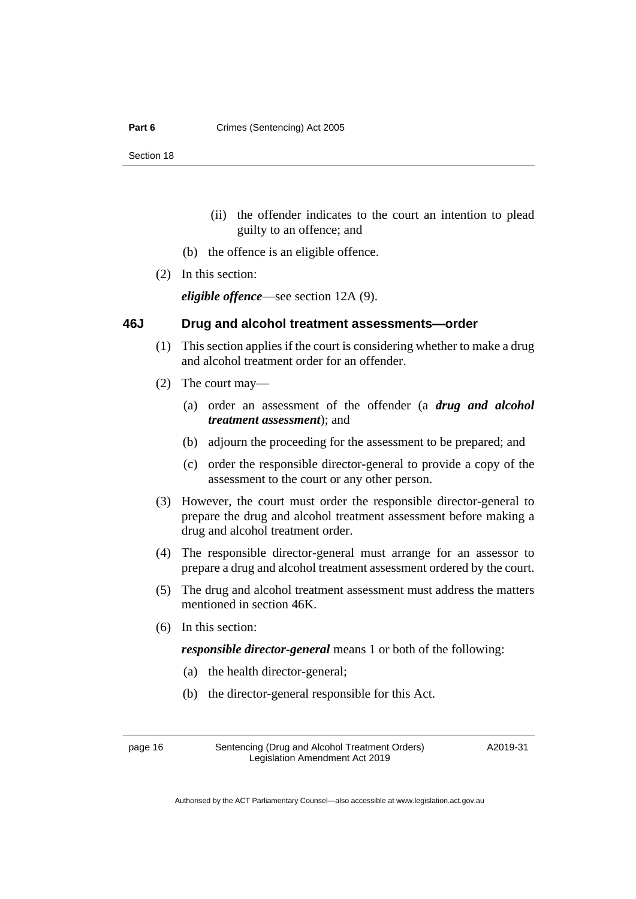(ii) the offender indicates to the court an intention to plead guilty to an offence; and

(b) the offence is an eligible offence.

(2) In this section:

***eligible offence***—see section 12A (9).

### 46J Drug and alcohol treatment assessments—order

(1) This section applies if the court is considering whether to make a drug and alcohol treatment order for an offender.

(2) The court may—

(a) order an assessment of the offender (a ***drug and alcohol treatment assessment***); and

(b) adjourn the proceeding for the assessment to be prepared; and

(c) order the responsible director-general to provide a copy of the assessment to the court or any other person.

(3) However, the court must order the responsible director-general to prepare the drug and alcohol treatment assessment before making a drug and alcohol treatment order.

(4) The responsible director-general must arrange for an assessor to prepare a drug and alcohol treatment assessment ordered by the court.

(5) The drug and alcohol treatment assessment must address the matters mentioned in section 46K.

(6) In this section:

***responsible director-general*** means 1 or both of the following:

(a) the health director-general;

(b) the director-general responsible for this Act.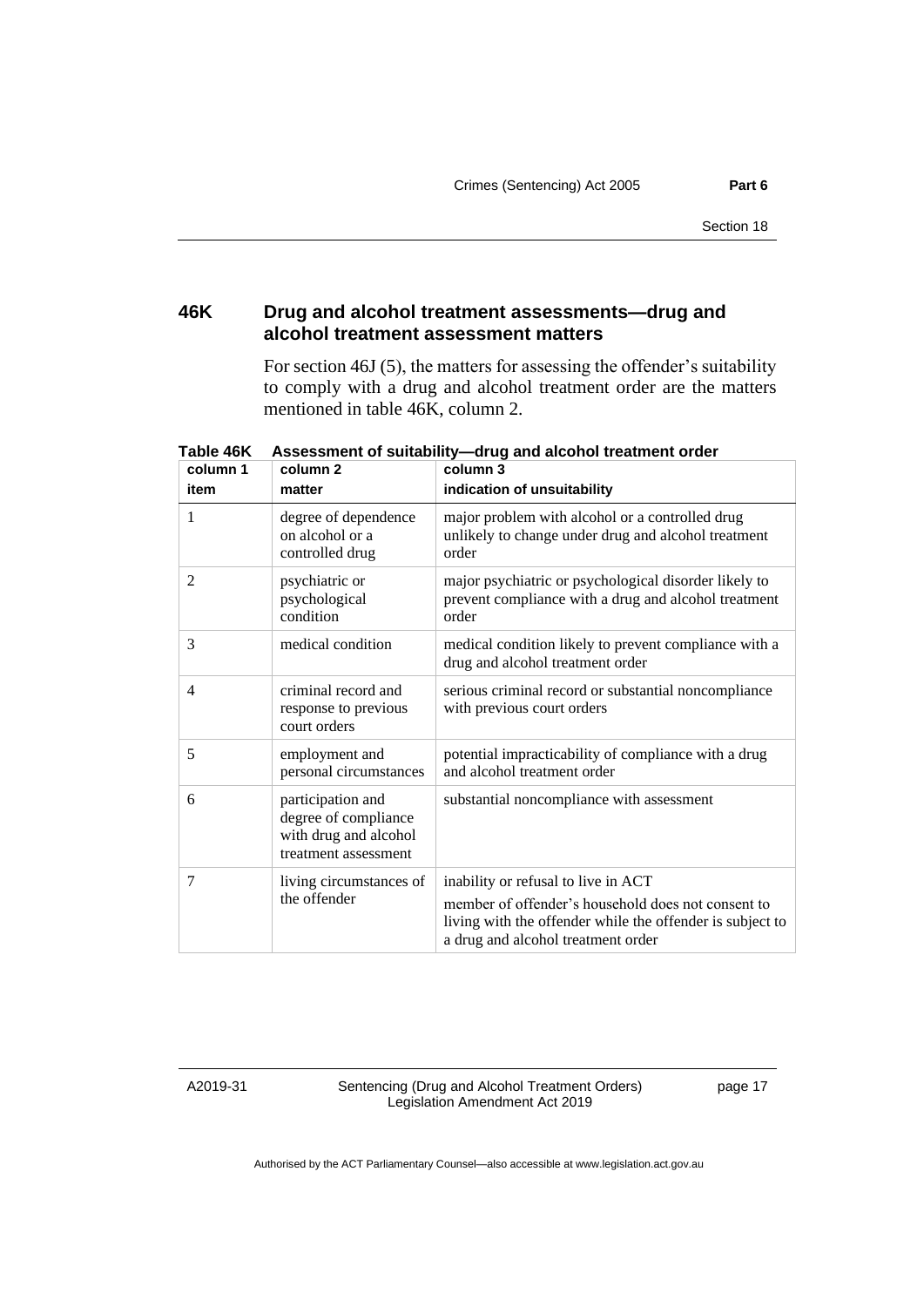### 46K Drug and alcohol treatment assessments—drug and alcohol treatment assessment matters

For section 46J (5), the matters for assessing the offender's suitability to comply with a drug and alcohol treatment order are the matters mentioned in table 46K, column 2.

**Table 46K Assessment of suitability—drug and alcohol treatment order**

| column 1<br>item | column 2<br>matter | column 3<br>indication of unsuitability |
|---|---|---|
| 1 | degree of dependence on alcohol or a controlled drug | major problem with alcohol or a controlled drug unlikely to change under drug and alcohol treatment order |
| 2 | psychiatric or psychological condition | major psychiatric or psychological disorder likely to prevent compliance with a drug and alcohol treatment order |
| 3 | medical condition | medical condition likely to prevent compliance with a drug and alcohol treatment order |
| 4 | criminal record and response to previous court orders | serious criminal record or substantial noncompliance with previous court orders |
| 5 | employment and personal circumstances | potential impracticability of compliance with a drug and alcohol treatment order |
| 6 | participation and degree of compliance with drug and alcohol treatment assessment | substantial noncompliance with assessment |
| 7 | living circumstances of the offender | inability or refusal to live in ACT<br>member of offender's household does not consent to living with the offender while the offender is subject to a drug and alcohol treatment order |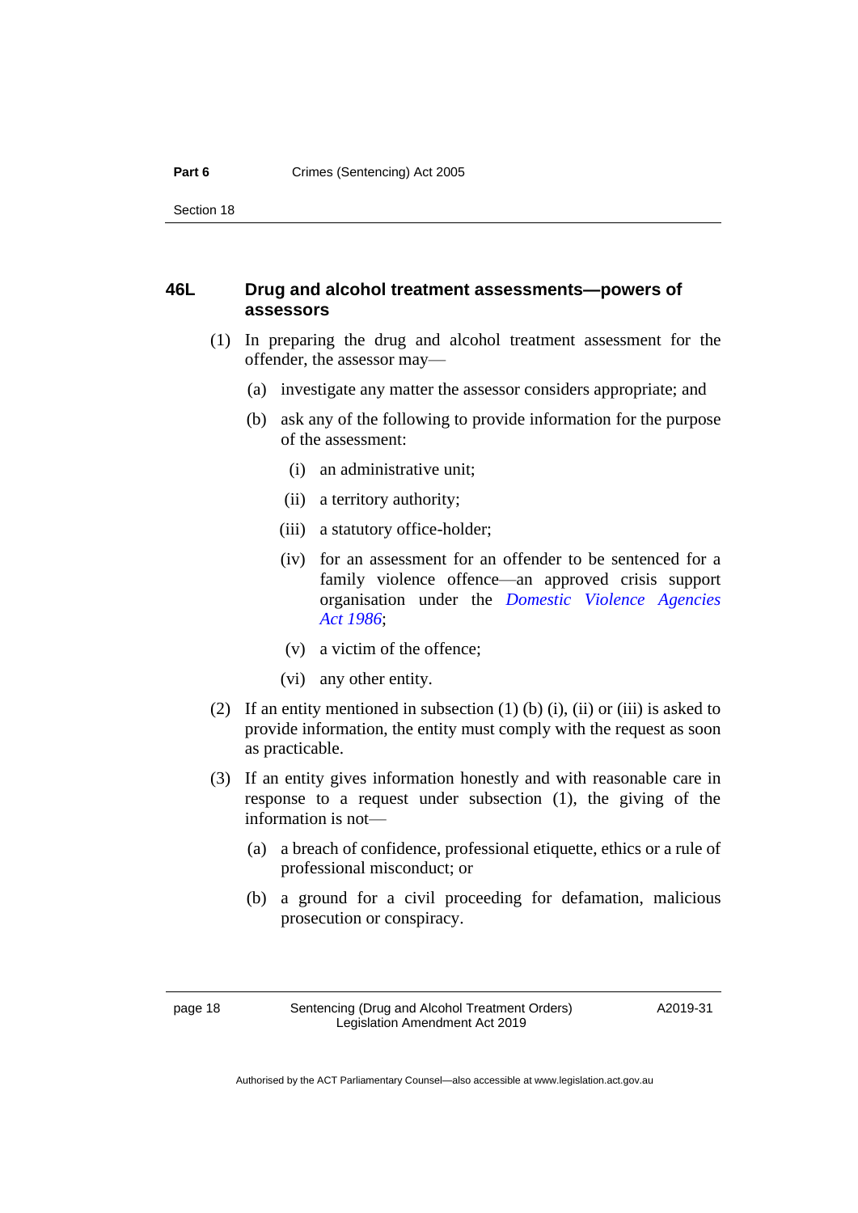### 46L Drug and alcohol treatment assessments—powers of assessors

(1) In preparing the drug and alcohol treatment assessment for the offender, the assessor may—

(a) investigate any matter the assessor considers appropriate; and

(b) ask any of the following to provide information for the purpose of the assessment:

(i) an administrative unit;

(ii) a territory authority;

(iii) a statutory office-holder;

(iv) for an assessment for an offender to be sentenced for a family violence offence—an approved crisis support organisation under the *Domestic Violence Agencies Act 1986*;

(v) a victim of the offence;

(vi) any other entity.

(2) If an entity mentioned in subsection (1) (b) (i), (ii) or (iii) is asked to provide information, the entity must comply with the request as soon as practicable.

(3) If an entity gives information honestly and with reasonable care in response to a request under subsection (1), the giving of the information is not—

(a) a breach of confidence, professional etiquette, ethics or a rule of professional misconduct; or

(b) a ground for a civil proceeding for defamation, malicious prosecution or conspiracy.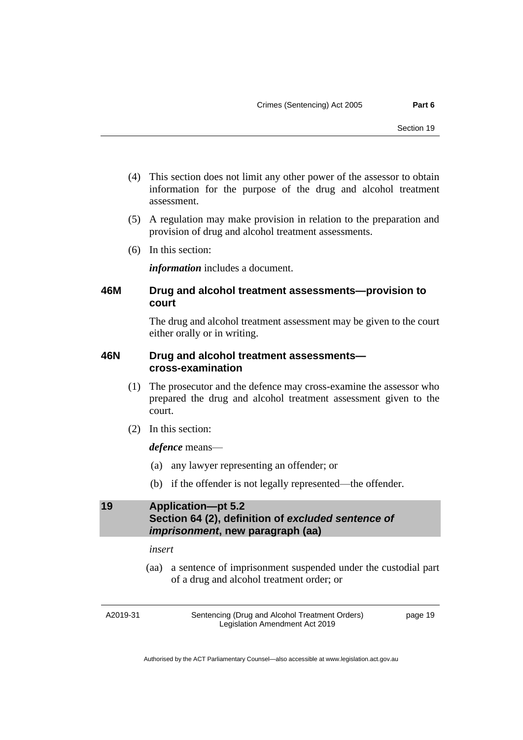(4) This section does not limit any other power of the assessor to obtain information for the purpose of the drug and alcohol treatment assessment.

(5) A regulation may make provision in relation to the preparation and provision of drug and alcohol treatment assessments.

(6) In this section:

***information*** includes a document.

### 46M Drug and alcohol treatment assessments—provision to court

The drug and alcohol treatment assessment may be given to the court either orally or in writing.

### 46N Drug and alcohol treatment assessments—cross-examination

(1) The prosecutor and the defence may cross-examine the assessor who prepared the drug and alcohol treatment assessment given to the court.

(2) In this section:

***defence*** means—

(a) any lawyer representing an offender; or

(b) if the offender is not legally represented—the offender.

## 19 Application—pt 5.2 Section 64 (2), definition of ***excluded sentence of imprisonment***, new paragraph (aa)

*insert*

(aa) a sentence of imprisonment suspended under the custodial part of a drug and alcohol treatment order; or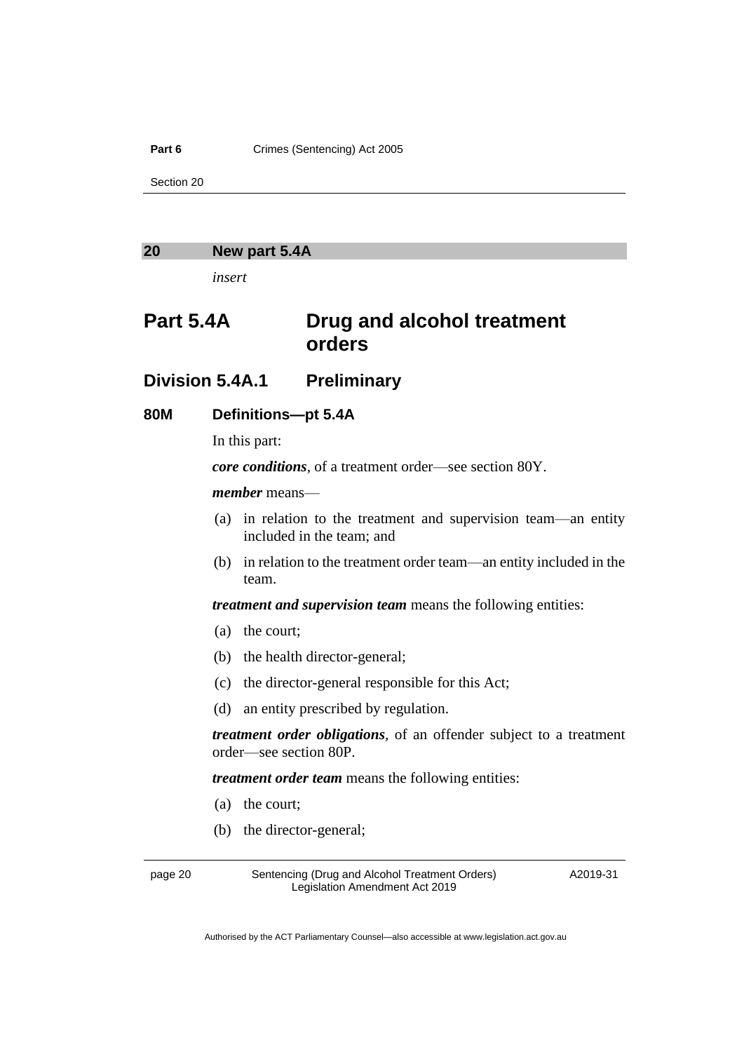## 20 New part 5.4A

*insert*

# Part 5.4A Drug and alcohol treatment orders

## Division 5.4A.1 Preliminary

### 80M Definitions—pt 5.4A

In this part:

***core conditions***, of a treatment order—see section 80Y.

***member*** means—

(a) in relation to the treatment and supervision team—an entity included in the team; and

(b) in relation to the treatment order team—an entity included in the team.

***treatment and supervision team*** means the following entities:

(a) the court;

(b) the health director-general;

(c) the director-general responsible for this Act;

(d) an entity prescribed by regulation.

***treatment order obligations***, of an offender subject to a treatment order—see section 80P.

***treatment order team*** means the following entities:

(a) the court;

(b) the director-general;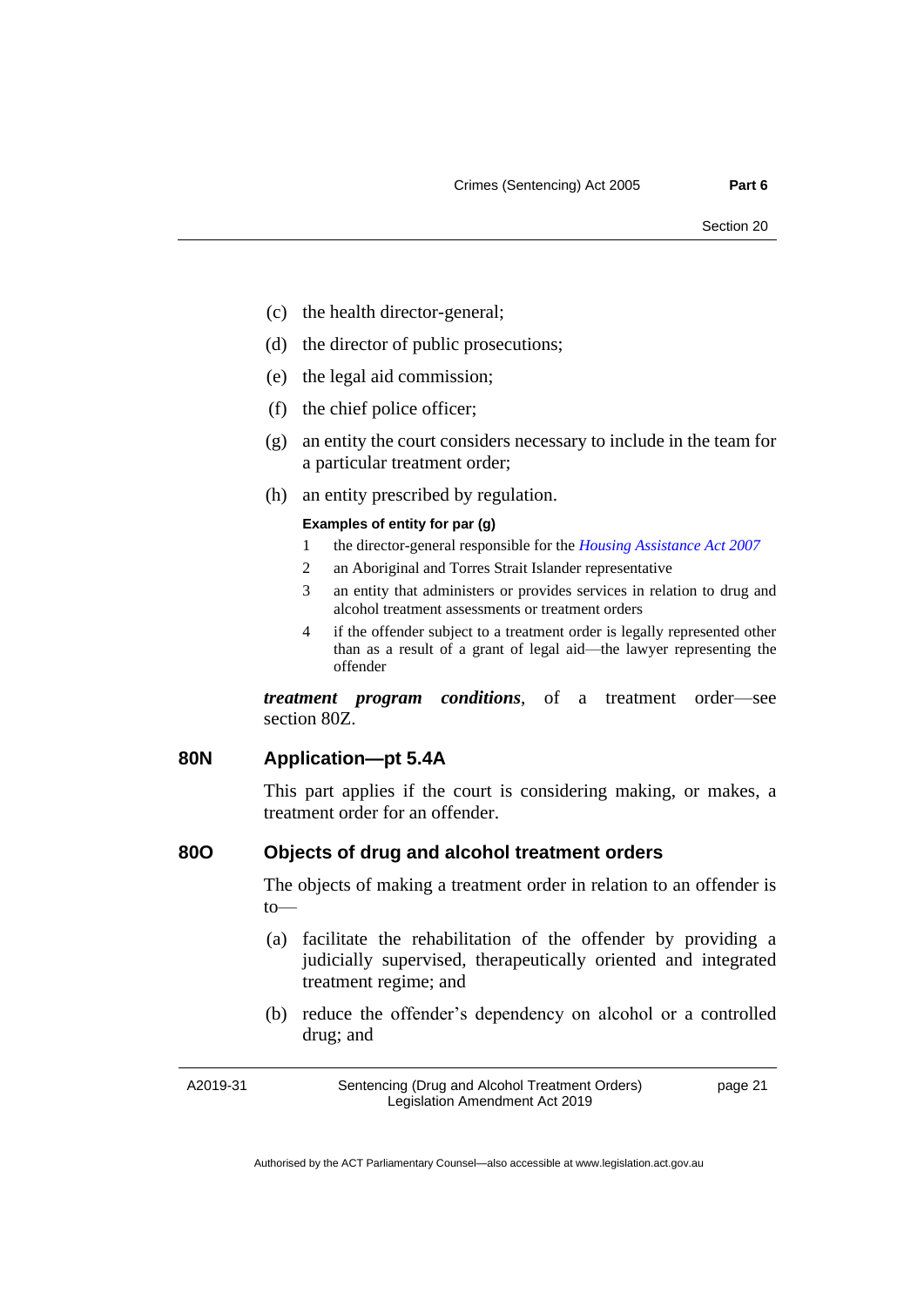(c) the health director-general;

(d) the director of public prosecutions;

(e) the legal aid commission;

(f) the chief police officer;

(g) an entity the court considers necessary to include in the team for a particular treatment order;

(h) an entity prescribed by regulation.

**Examples of entity for par (g)**

1. the director-general responsible for the *Housing Assistance Act 2007*
2. an Aboriginal and Torres Strait Islander representative
3. an entity that administers or provides services in relation to drug and alcohol treatment assessments or treatment orders
4. if the offender subject to a treatment order is legally represented other than as a result of a grant of legal aid—the lawyer representing the offender

***treatment program conditions***, of a treatment order—see section 80Z.

### 80N Application—pt 5.4A

This part applies if the court is considering making, or makes, a treatment order for an offender.

### 80O Objects of drug and alcohol treatment orders

The objects of making a treatment order in relation to an offender is to—

(a) facilitate the rehabilitation of the offender by providing a judicially supervised, therapeutically oriented and integrated treatment regime; and

(b) reduce the offender's dependency on alcohol or a controlled drug; and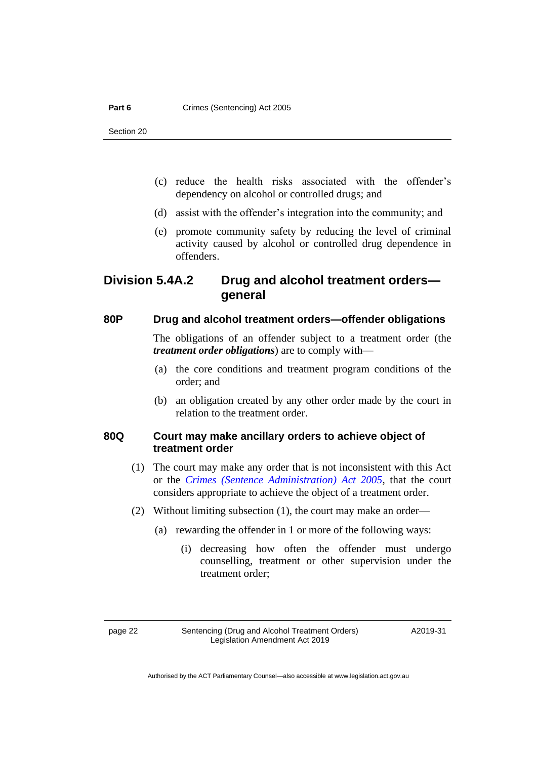(c) reduce the health risks associated with the offender's dependency on alcohol or controlled drugs; and

(d) assist with the offender's integration into the community; and

(e) promote community safety by reducing the level of criminal activity caused by alcohol or controlled drug dependence in offenders.

## Division 5.4A.2 Drug and alcohol treatment orders—general

### 80P Drug and alcohol treatment orders—offender obligations

The obligations of an offender subject to a treatment order (the ***treatment order obligations***) are to comply with—

(a) the core conditions and treatment program conditions of the order; and

(b) an obligation created by any other order made by the court in relation to the treatment order.

### 80Q Court may make ancillary orders to achieve object of treatment order

(1) The court may make any order that is not inconsistent with this Act or the *Crimes (Sentence Administration) Act 2005*, that the court considers appropriate to achieve the object of a treatment order.

(2) Without limiting subsection (1), the court may make an order—

(a) rewarding the offender in 1 or more of the following ways:

(i) decreasing how often the offender must undergo counselling, treatment or other supervision under the treatment order;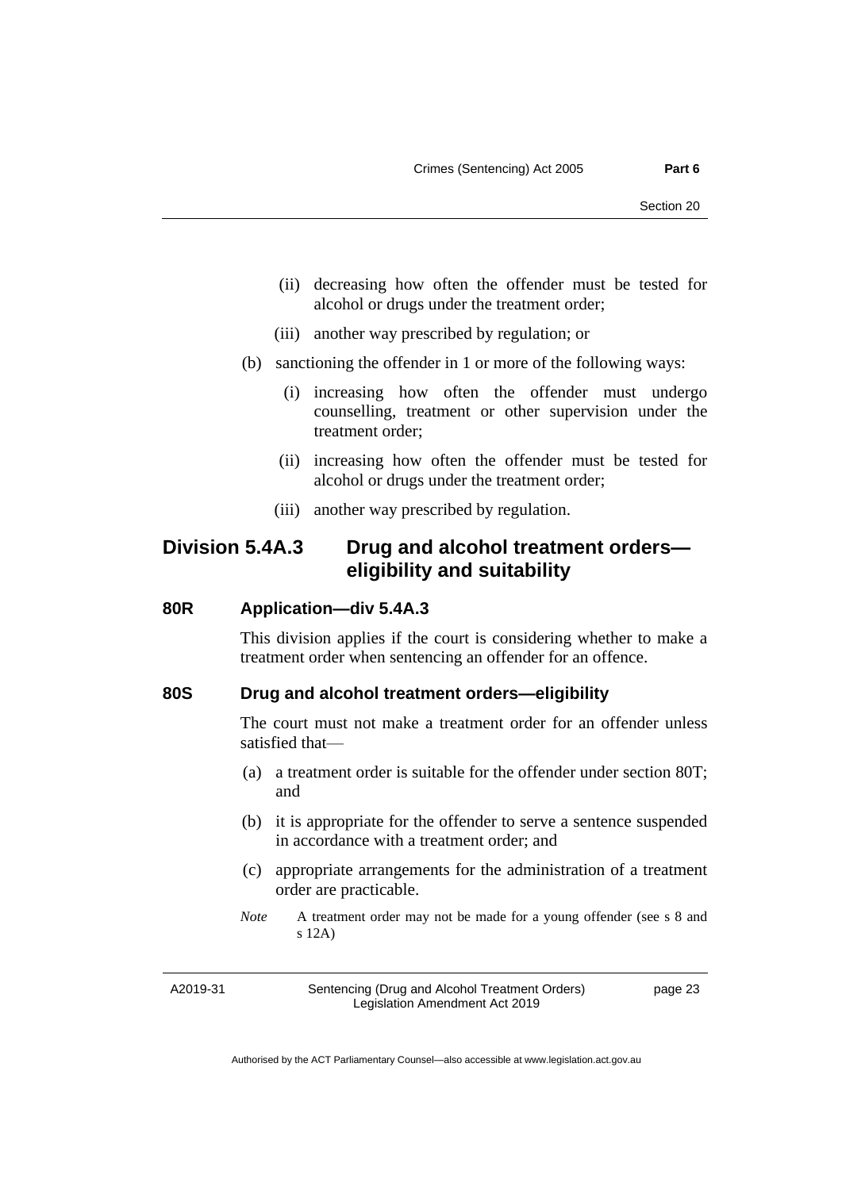(ii) decreasing how often the offender must be tested for alcohol or drugs under the treatment order;

(iii) another way prescribed by regulation; or

(b) sanctioning the offender in 1 or more of the following ways:

(i) increasing how often the offender must undergo counselling, treatment or other supervision under the treatment order;

(ii) increasing how often the offender must be tested for alcohol or drugs under the treatment order;

(iii) another way prescribed by regulation.

## Division 5.4A.3 Drug and alcohol treatment orders—eligibility and suitability

### 80R Application—div 5.4A.3

This division applies if the court is considering whether to make a treatment order when sentencing an offender for an offence.

### 80S Drug and alcohol treatment orders—eligibility

The court must not make a treatment order for an offender unless satisfied that—

(a) a treatment order is suitable for the offender under section 80T; and

(b) it is appropriate for the offender to serve a sentence suspended in accordance with a treatment order; and

(c) appropriate arrangements for the administration of a treatment order are practicable.

*Note* A treatment order may not be made for a young offender (see s 8 and s 12A)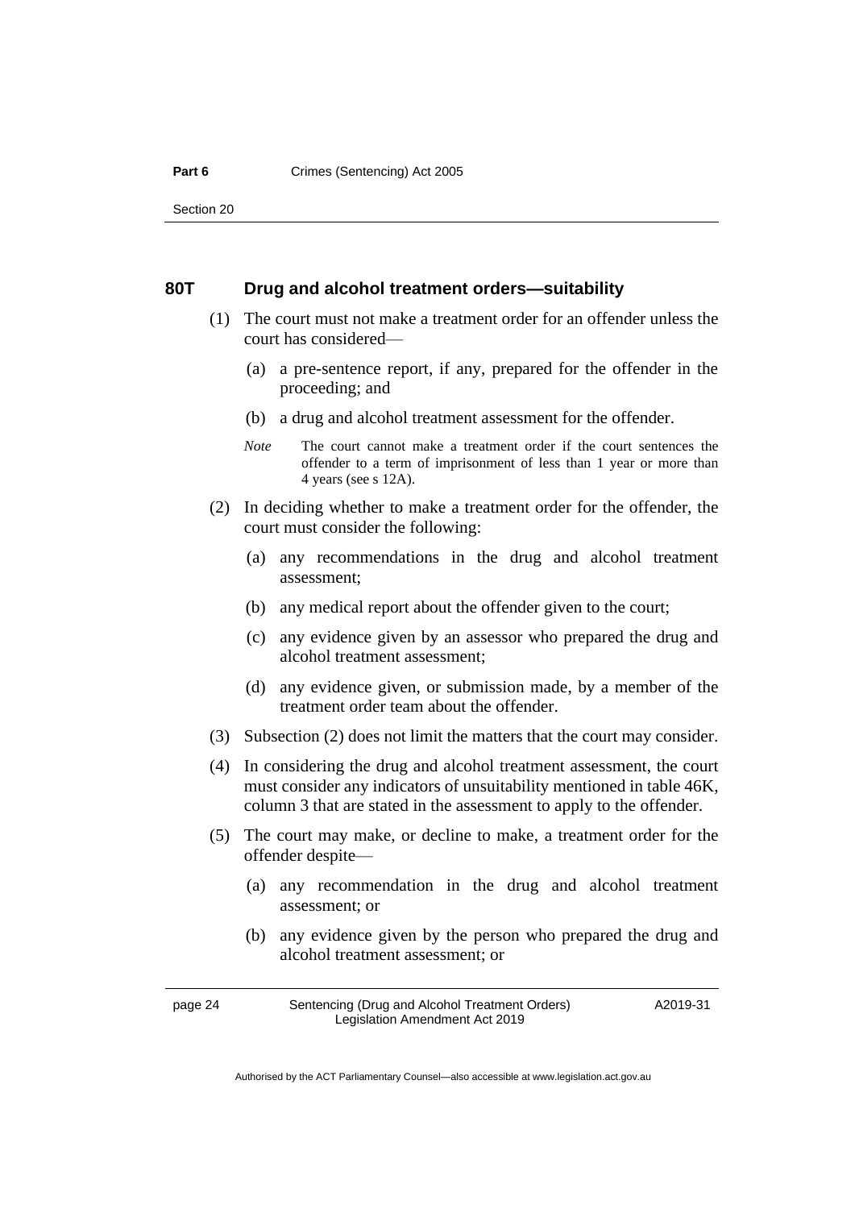### 80T Drug and alcohol treatment orders—suitability

(1) The court must not make a treatment order for an offender unless the court has considered—

(a) a pre-sentence report, if any, prepared for the offender in the proceeding; and

(b) a drug and alcohol treatment assessment for the offender.

*Note* The court cannot make a treatment order if the court sentences the offender to a term of imprisonment of less than 1 year or more than 4 years (see s 12A).

(2) In deciding whether to make a treatment order for the offender, the court must consider the following:

(a) any recommendations in the drug and alcohol treatment assessment;

(b) any medical report about the offender given to the court;

(c) any evidence given by an assessor who prepared the drug and alcohol treatment assessment;

(d) any evidence given, or submission made, by a member of the treatment order team about the offender.

(3) Subsection (2) does not limit the matters that the court may consider.

(4) In considering the drug and alcohol treatment assessment, the court must consider any indicators of unsuitability mentioned in table 46K, column 3 that are stated in the assessment to apply to the offender.

(5) The court may make, or decline to make, a treatment order for the offender despite—

(a) any recommendation in the drug and alcohol treatment assessment; or

(b) any evidence given by the person who prepared the drug and alcohol treatment assessment; or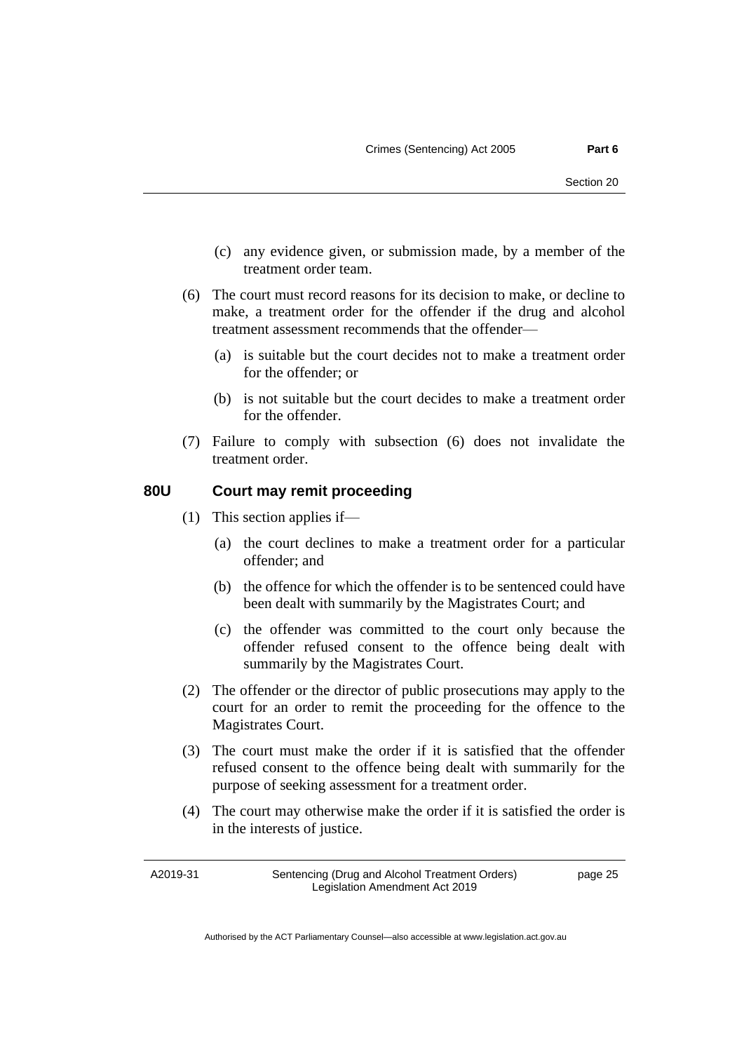(c) any evidence given, or submission made, by a member of the treatment order team.

(6) The court must record reasons for its decision to make, or decline to make, a treatment order for the offender if the drug and alcohol treatment assessment recommends that the offender—

(a) is suitable but the court decides not to make a treatment order for the offender; or

(b) is not suitable but the court decides to make a treatment order for the offender.

(7) Failure to comply with subsection (6) does not invalidate the treatment order.

### 80U Court may remit proceeding

(1) This section applies if—

(a) the court declines to make a treatment order for a particular offender; and

(b) the offence for which the offender is to be sentenced could have been dealt with summarily by the Magistrates Court; and

(c) the offender was committed to the court only because the offender refused consent to the offence being dealt with summarily by the Magistrates Court.

(2) The offender or the director of public prosecutions may apply to the court for an order to remit the proceeding for the offence to the Magistrates Court.

(3) The court must make the order if it is satisfied that the offender refused consent to the offence being dealt with summarily for the purpose of seeking assessment for a treatment order.

(4) The court may otherwise make the order if it is satisfied the order is in the interests of justice.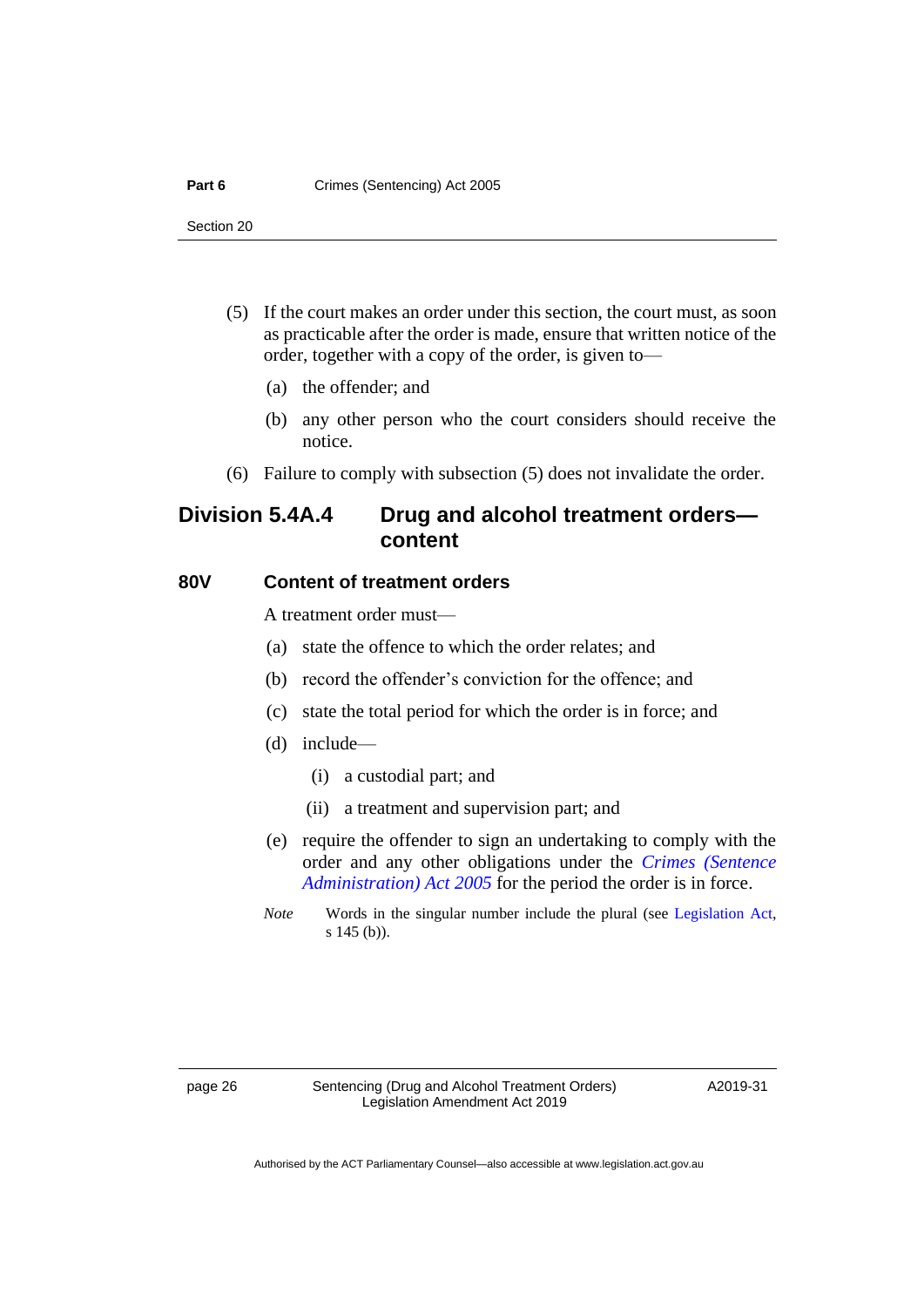(5) If the court makes an order under this section, the court must, as soon as practicable after the order is made, ensure that written notice of the order, together with a copy of the order, is given to—

(a) the offender; and

(b) any other person who the court considers should receive the notice.

(6) Failure to comply with subsection (5) does not invalidate the order.

## Division 5.4A.4 Drug and alcohol treatment orders—content

### 80V Content of treatment orders

A treatment order must—

(a) state the offence to which the order relates; and

(b) record the offender's conviction for the offence; and

(c) state the total period for which the order is in force; and

(d) include—

(i) a custodial part; and

(ii) a treatment and supervision part; and

(e) require the offender to sign an undertaking to comply with the order and any other obligations under the *Crimes (Sentence Administration) Act 2005* for the period the order is in force.

*Note* Words in the singular number include the plural (see Legislation Act, s 145 (b)).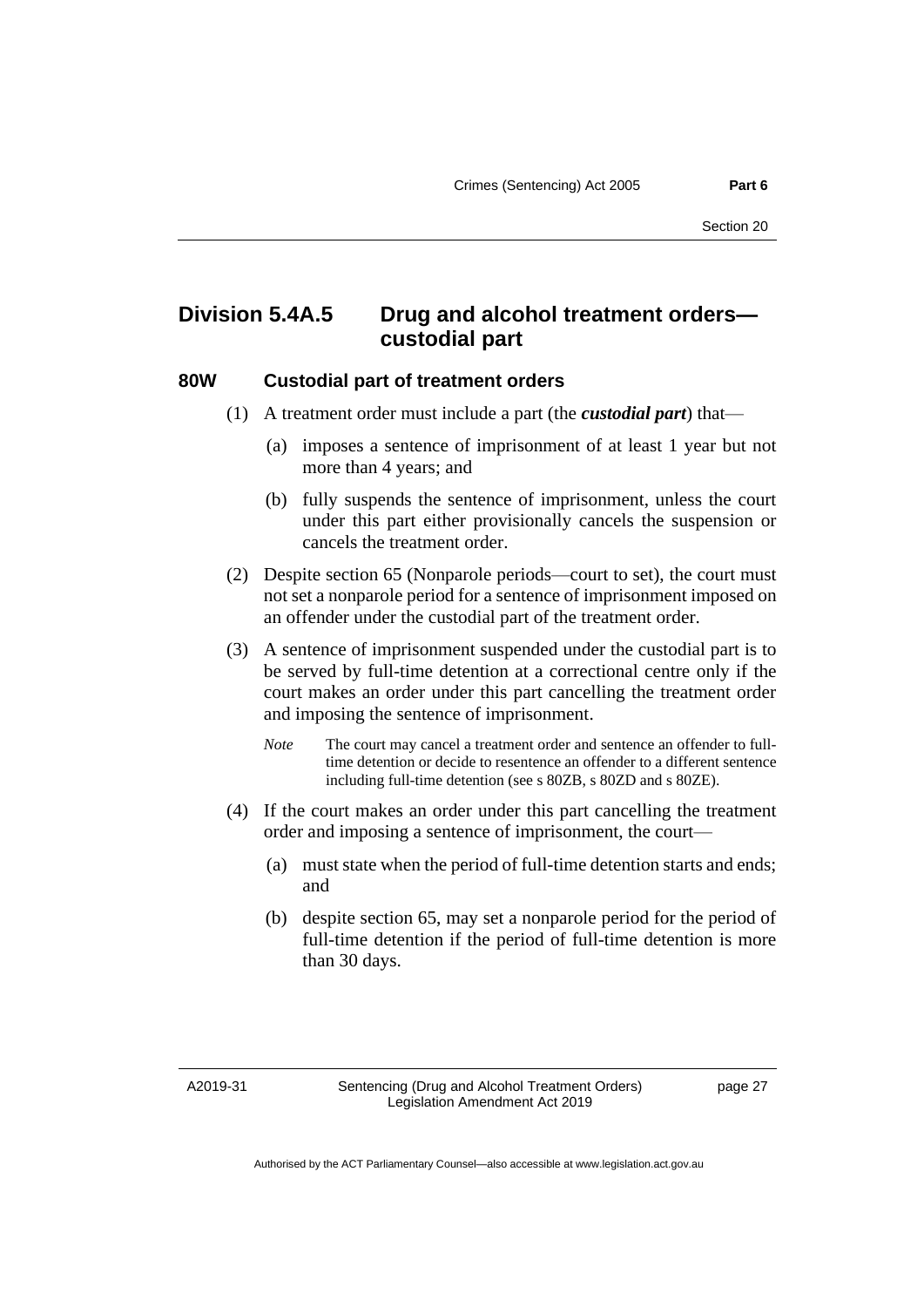## Division 5.4A.5 Drug and alcohol treatment orders—custodial part

### 80W Custodial part of treatment orders

(1) A treatment order must include a part (the ***custodial part***) that—

(a) imposes a sentence of imprisonment of at least 1 year but not more than 4 years; and

(b) fully suspends the sentence of imprisonment, unless the court under this part either provisionally cancels the suspension or cancels the treatment order.

(2) Despite section 65 (Nonparole periods—court to set), the court must not set a nonparole period for a sentence of imprisonment imposed on an offender under the custodial part of the treatment order.

(3) A sentence of imprisonment suspended under the custodial part is to be served by full-time detention at a correctional centre only if the court makes an order under this part cancelling the treatment order and imposing the sentence of imprisonment.

*Note* The court may cancel a treatment order and sentence an offender to full-time detention or decide to resentence an offender to a different sentence including full-time detention (see s 80ZB, s 80ZD and s 80ZE).

(4) If the court makes an order under this part cancelling the treatment order and imposing a sentence of imprisonment, the court—

(a) must state when the period of full-time detention starts and ends; and

(b) despite section 65, may set a nonparole period for the period of full-time detention if the period of full-time detention is more than 30 days.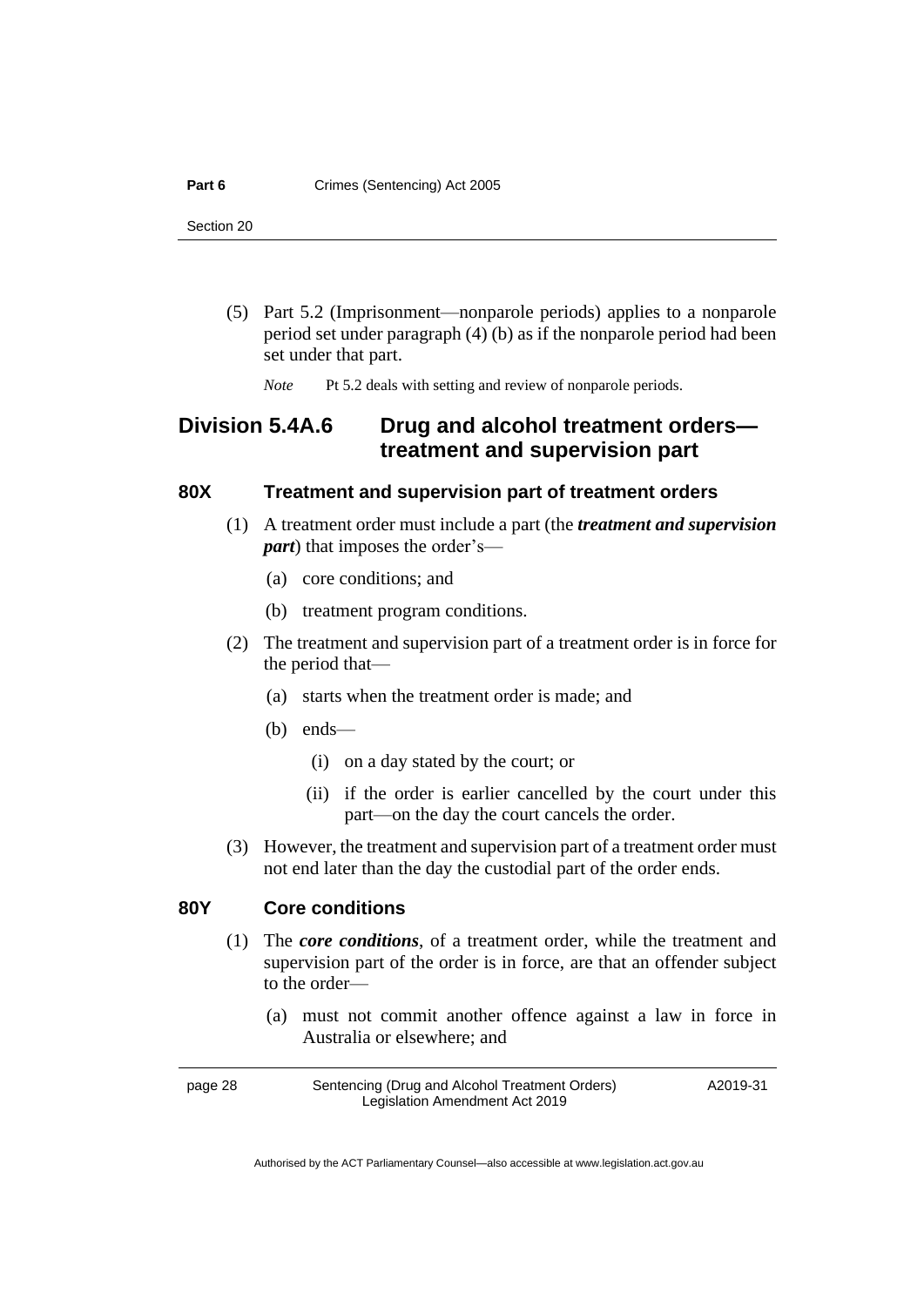(5) Part 5.2 (Imprisonment—nonparole periods) applies to a nonparole period set under paragraph (4) (b) as if the nonparole period had been set under that part.

*Note* Pt 5.2 deals with setting and review of nonparole periods.

## Division 5.4A.6 Drug and alcohol treatment orders—treatment and supervision part

### 80X Treatment and supervision part of treatment orders

(1) A treatment order must include a part (the ***treatment and supervision part***) that imposes the order's—

(a) core conditions; and

(b) treatment program conditions.

(2) The treatment and supervision part of a treatment order is in force for the period that—

(a) starts when the treatment order is made; and

(b) ends—

(i) on a day stated by the court; or

(ii) if the order is earlier cancelled by the court under this part—on the day the court cancels the order.

(3) However, the treatment and supervision part of a treatment order must not end later than the day the custodial part of the order ends.

### 80Y Core conditions

(1) The ***core conditions***, of a treatment order, while the treatment and supervision part of the order is in force, are that an offender subject to the order—

(a) must not commit another offence against a law in force in Australia or elsewhere; and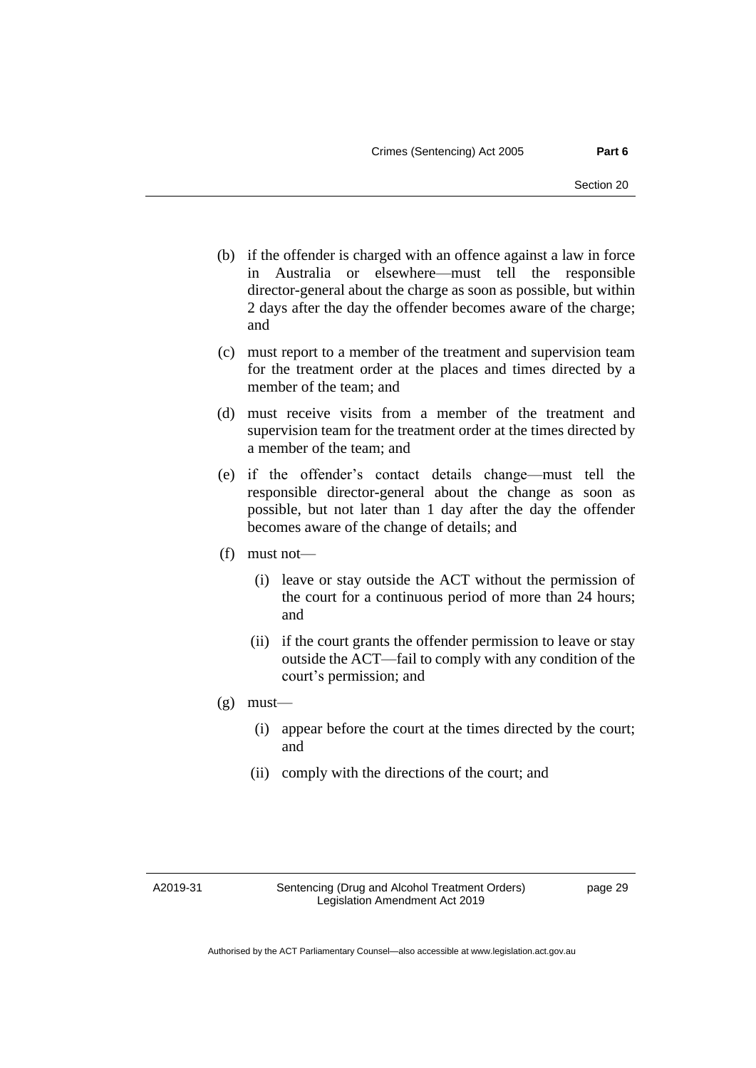(b) if the offender is charged with an offence against a law in force in Australia or elsewhere—must tell the responsible director-general about the charge as soon as possible, but within 2 days after the day the offender becomes aware of the charge; and

(c) must report to a member of the treatment and supervision team for the treatment order at the places and times directed by a member of the team; and

(d) must receive visits from a member of the treatment and supervision team for the treatment order at the times directed by a member of the team; and

(e) if the offender's contact details change—must tell the responsible director-general about the change as soon as possible, but not later than 1 day after the day the offender becomes aware of the change of details; and

(f) must not—

  (i) leave or stay outside the ACT without the permission of the court for a continuous period of more than 24 hours; and

  (ii) if the court grants the offender permission to leave or stay outside the ACT—fail to comply with any condition of the court's permission; and

(g) must—

  (i) appear before the court at the times directed by the court; and

  (ii) comply with the directions of the court; and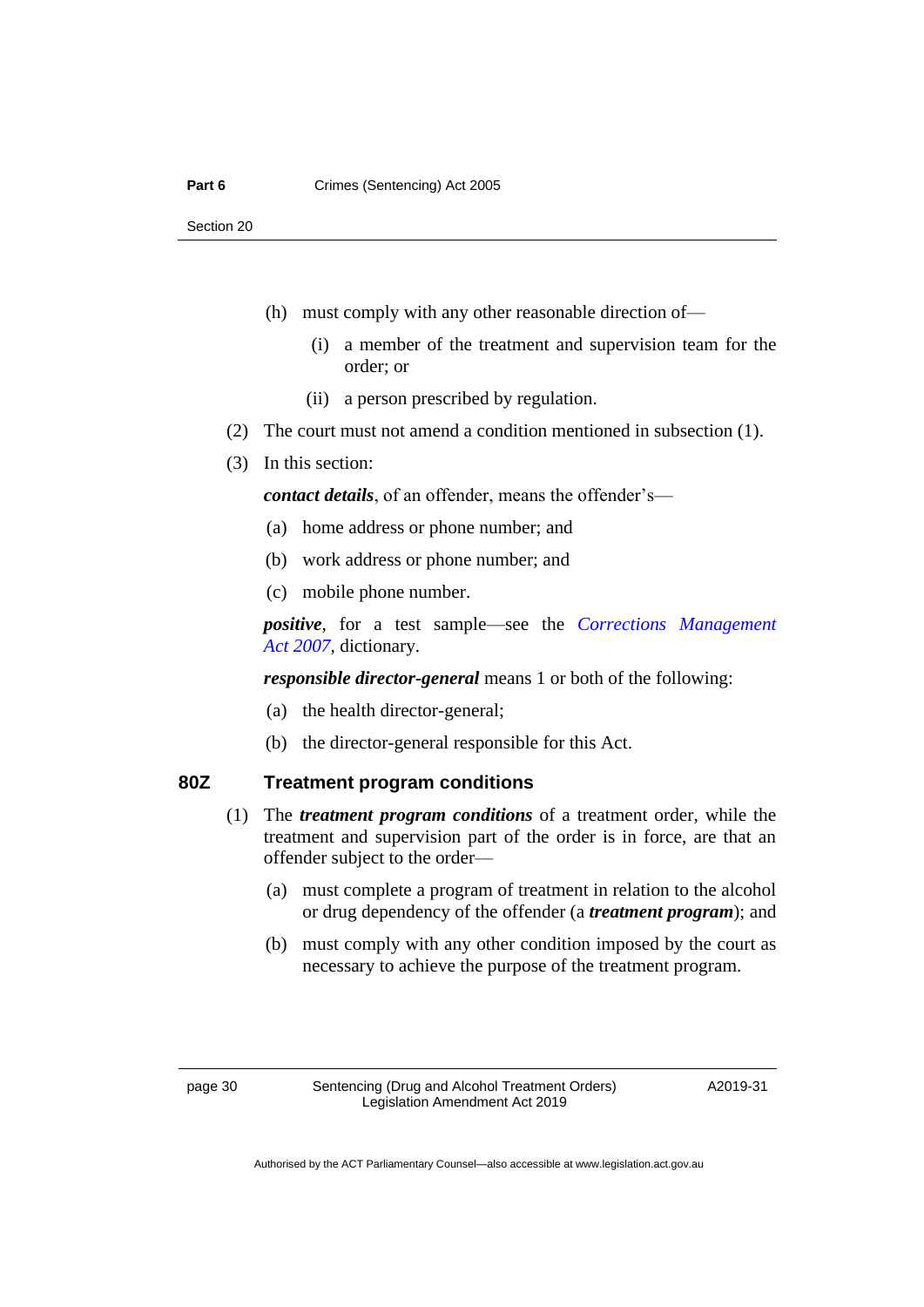(h) must comply with any other reasonable direction of—

(i) a member of the treatment and supervision team for the order; or

(ii) a person prescribed by regulation.

(2) The court must not amend a condition mentioned in subsection (1).

(3) In this section:

***contact details***, of an offender, means the offender's—

(a) home address or phone number; and

(b) work address or phone number; and

(c) mobile phone number.

***positive***, for a test sample—see the *Corrections Management Act 2007*, dictionary.

***responsible director-general*** means 1 or both of the following:

(a) the health director-general;

(b) the director-general responsible for this Act.

### 80Z Treatment program conditions

(1) The ***treatment program conditions*** of a treatment order, while the treatment and supervision part of the order is in force, are that an offender subject to the order—

(a) must complete a program of treatment in relation to the alcohol or drug dependency of the offender (a ***treatment program***); and

(b) must comply with any other condition imposed by the court as necessary to achieve the purpose of the treatment program.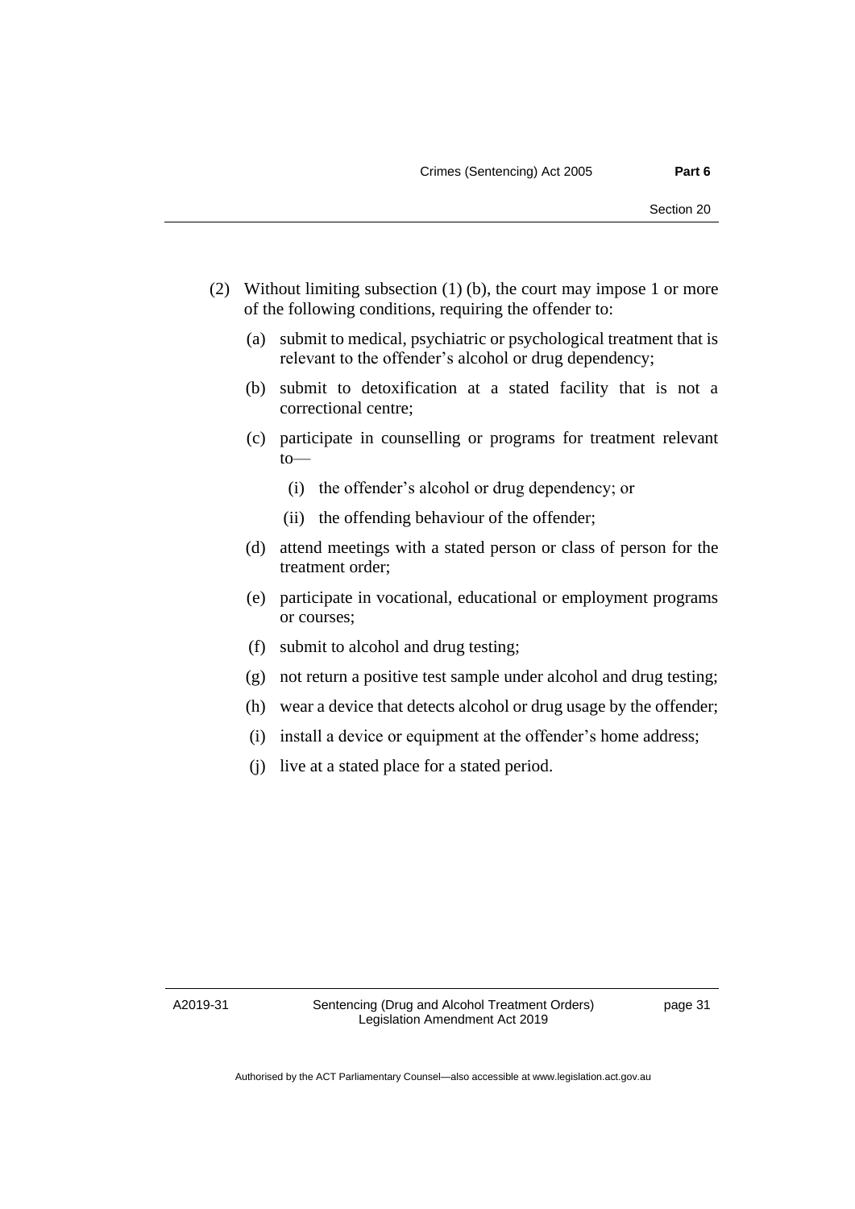(2) Without limiting subsection (1) (b), the court may impose 1 or more of the following conditions, requiring the offender to:

   (a) submit to medical, psychiatric or psychological treatment that is relevant to the offender's alcohol or drug dependency;

   (b) submit to detoxification at a stated facility that is not a correctional centre;

   (c) participate in counselling or programs for treatment relevant to—

      (i) the offender's alcohol or drug dependency; or

      (ii) the offending behaviour of the offender;

   (d) attend meetings with a stated person or class of person for the treatment order;

   (e) participate in vocational, educational or employment programs or courses;

   (f) submit to alcohol and drug testing;

   (g) not return a positive test sample under alcohol and drug testing;

   (h) wear a device that detects alcohol or drug usage by the offender;

   (i) install a device or equipment at the offender's home address;

   (j) live at a stated place for a stated period.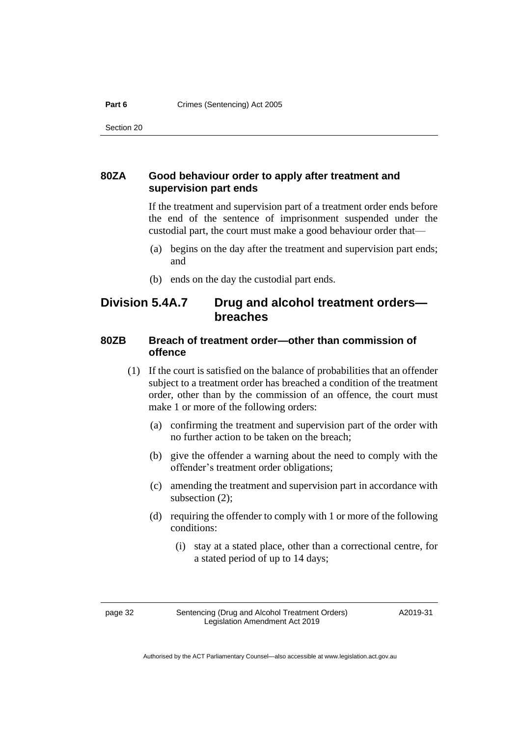### 80ZA Good behaviour order to apply after treatment and supervision part ends

If the treatment and supervision part of a treatment order ends before the end of the sentence of imprisonment suspended under the custodial part, the court must make a good behaviour order that—

(a) begins on the day after the treatment and supervision part ends; and

(b) ends on the day the custodial part ends.

## Division 5.4A.7 Drug and alcohol treatment orders—breaches

### 80ZB Breach of treatment order—other than commission of offence

(1) If the court is satisfied on the balance of probabilities that an offender subject to a treatment order has breached a condition of the treatment order, other than by the commission of an offence, the court must make 1 or more of the following orders:

(a) confirming the treatment and supervision part of the order with no further action to be taken on the breach;

(b) give the offender a warning about the need to comply with the offender's treatment order obligations;

(c) amending the treatment and supervision part in accordance with subsection (2);

(d) requiring the offender to comply with 1 or more of the following conditions:

(i) stay at a stated place, other than a correctional centre, for a stated period of up to 14 days;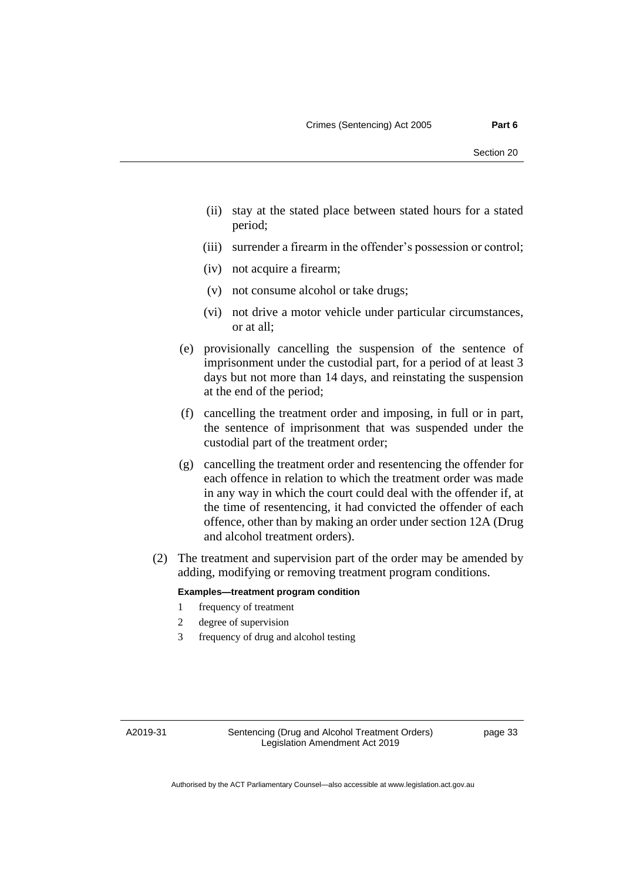(ii) stay at the stated place between stated hours for a stated period;

(iii) surrender a firearm in the offender's possession or control;

(iv) not acquire a firearm;

(v) not consume alcohol or take drugs;

(vi) not drive a motor vehicle under particular circumstances, or at all;

(e) provisionally cancelling the suspension of the sentence of imprisonment under the custodial part, for a period of at least 3 days but not more than 14 days, and reinstating the suspension at the end of the period;

(f) cancelling the treatment order and imposing, in full or in part, the sentence of imprisonment that was suspended under the custodial part of the treatment order;

(g) cancelling the treatment order and resentencing the offender for each offence in relation to which the treatment order was made in any way in which the court could deal with the offender if, at the time of resentencing, it had convicted the offender of each offence, other than by making an order under section 12A (Drug and alcohol treatment orders).

(2) The treatment and supervision part of the order may be amended by adding, modifying or removing treatment program conditions.

**Examples—treatment program condition**

1 frequency of treatment

2 degree of supervision

3 frequency of drug and alcohol testing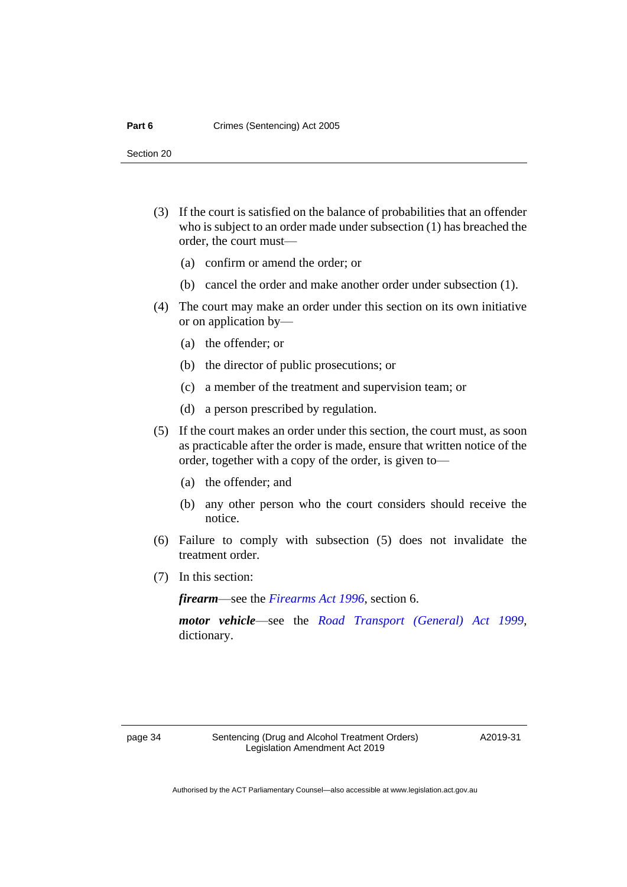(3) If the court is satisfied on the balance of probabilities that an offender who is subject to an order made under subsection (1) has breached the order, the court must—

(a) confirm or amend the order; or

(b) cancel the order and make another order under subsection (1).

(4) The court may make an order under this section on its own initiative or on application by—

(a) the offender; or

(b) the director of public prosecutions; or

(c) a member of the treatment and supervision team; or

(d) a person prescribed by regulation.

(5) If the court makes an order under this section, the court must, as soon as practicable after the order is made, ensure that written notice of the order, together with a copy of the order, is given to—

(a) the offender; and

(b) any other person who the court considers should receive the notice.

(6) Failure to comply with subsection (5) does not invalidate the treatment order.

(7) In this section:

***firearm***—see the *Firearms Act 1996*, section 6.

***motor vehicle***—see the *Road Transport (General) Act 1999*, dictionary.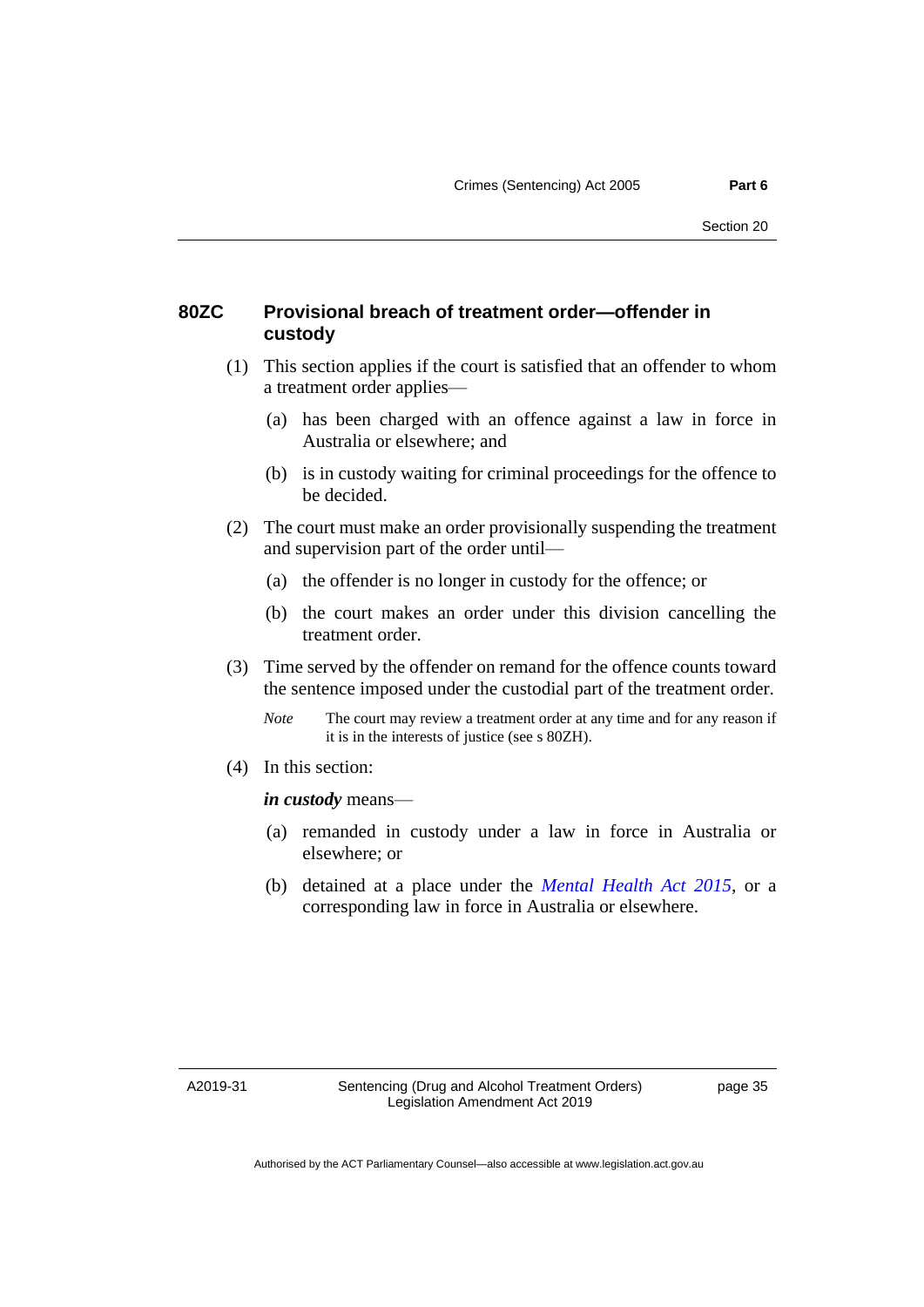### 80ZC Provisional breach of treatment order—offender in custody

(1) This section applies if the court is satisfied that an offender to whom a treatment order applies—

(a) has been charged with an offence against a law in force in Australia or elsewhere; and

(b) is in custody waiting for criminal proceedings for the offence to be decided.

(2) The court must make an order provisionally suspending the treatment and supervision part of the order until—

(a) the offender is no longer in custody for the offence; or

(b) the court makes an order under this division cancelling the treatment order.

(3) Time served by the offender on remand for the offence counts toward the sentence imposed under the custodial part of the treatment order.

*Note* The court may review a treatment order at any time and for any reason if it is in the interests of justice (see s 80ZH).

(4) In this section:

***in custody*** means—

(a) remanded in custody under a law in force in Australia or elsewhere; or

(b) detained at a place under the *Mental Health Act 2015*, or a corresponding law in force in Australia or elsewhere.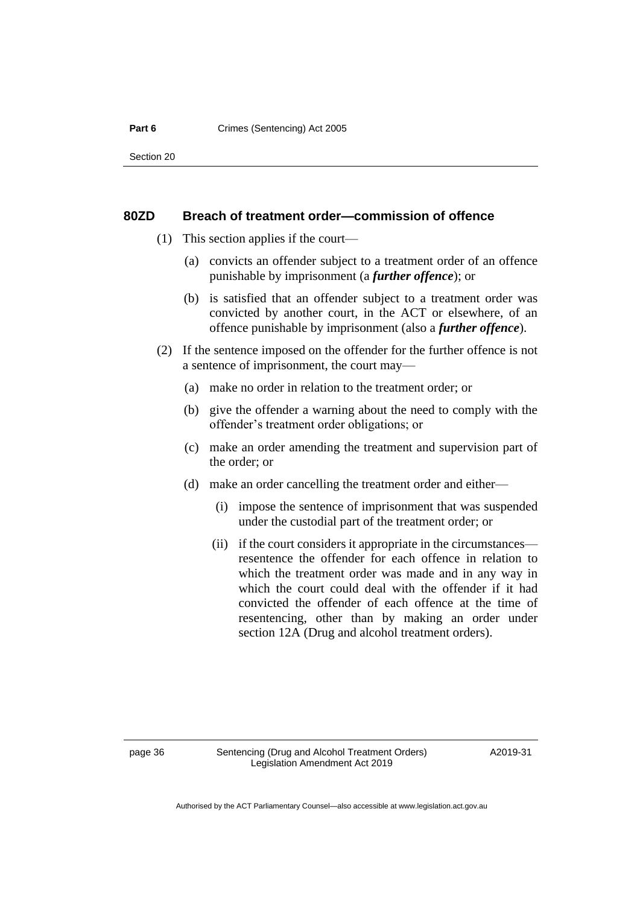### 80ZD Breach of treatment order—commission of offence

(1) This section applies if the court—

(a) convicts an offender subject to a treatment order of an offence punishable by imprisonment (a ***further offence***); or

(b) is satisfied that an offender subject to a treatment order was convicted by another court, in the ACT or elsewhere, of an offence punishable by imprisonment (also a ***further offence***).

(2) If the sentence imposed on the offender for the further offence is not a sentence of imprisonment, the court may—

(a) make no order in relation to the treatment order; or

(b) give the offender a warning about the need to comply with the offender's treatment order obligations; or

(c) make an order amending the treatment and supervision part of the order; or

(d) make an order cancelling the treatment order and either—

(i) impose the sentence of imprisonment that was suspended under the custodial part of the treatment order; or

(ii) if the court considers it appropriate in the circumstances—resentence the offender for each offence in relation to which the treatment order was made and in any way in which the court could deal with the offender if it had convicted the offender of each offence at the time of resentencing, other than by making an order under section 12A (Drug and alcohol treatment orders).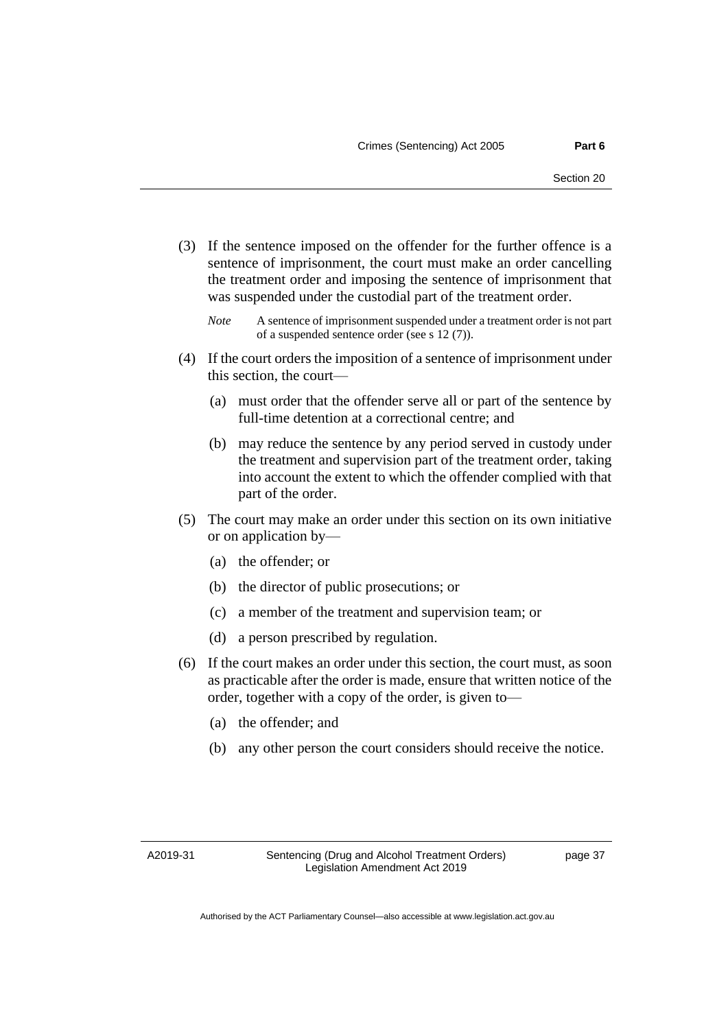(3) If the sentence imposed on the offender for the further offence is a sentence of imprisonment, the court must make an order cancelling the treatment order and imposing the sentence of imprisonment that was suspended under the custodial part of the treatment order.

*Note* A sentence of imprisonment suspended under a treatment order is not part of a suspended sentence order (see s 12 (7)).

(4) If the court orders the imposition of a sentence of imprisonment under this section, the court—

(a) must order that the offender serve all or part of the sentence by full-time detention at a correctional centre; and

(b) may reduce the sentence by any period served in custody under the treatment and supervision part of the treatment order, taking into account the extent to which the offender complied with that part of the order.

(5) The court may make an order under this section on its own initiative or on application by—

(a) the offender; or

(b) the director of public prosecutions; or

(c) a member of the treatment and supervision team; or

(d) a person prescribed by regulation.

(6) If the court makes an order under this section, the court must, as soon as practicable after the order is made, ensure that written notice of the order, together with a copy of the order, is given to—

(a) the offender; and

(b) any other person the court considers should receive the notice.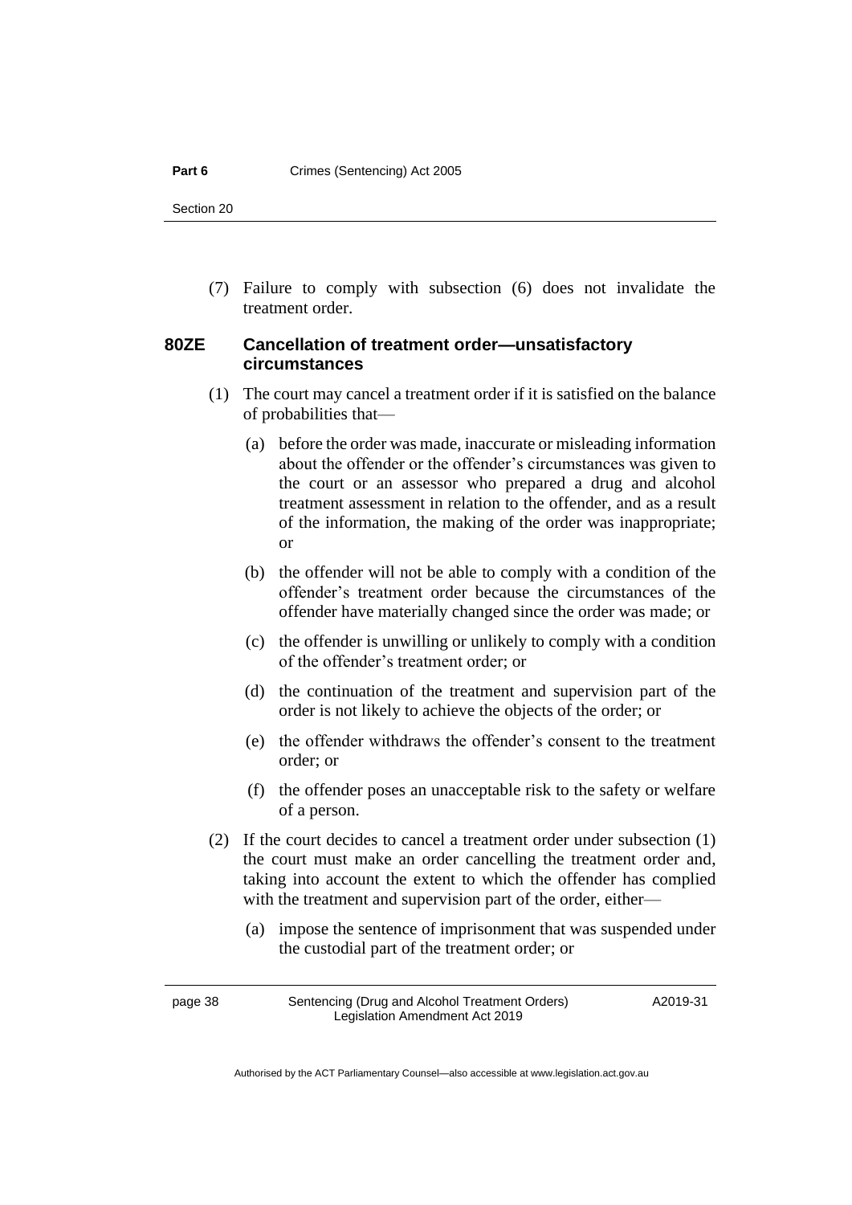(7) Failure to comply with subsection (6) does not invalidate the treatment order.

### 80ZE Cancellation of treatment order—unsatisfactory circumstances

(1) The court may cancel a treatment order if it is satisfied on the balance of probabilities that—

(a) before the order was made, inaccurate or misleading information about the offender or the offender's circumstances was given to the court or an assessor who prepared a drug and alcohol treatment assessment in relation to the offender, and as a result of the information, the making of the order was inappropriate; or

(b) the offender will not be able to comply with a condition of the offender's treatment order because the circumstances of the offender have materially changed since the order was made; or

(c) the offender is unwilling or unlikely to comply with a condition of the offender's treatment order; or

(d) the continuation of the treatment and supervision part of the order is not likely to achieve the objects of the order; or

(e) the offender withdraws the offender's consent to the treatment order; or

(f) the offender poses an unacceptable risk to the safety or welfare of a person.

(2) If the court decides to cancel a treatment order under subsection (1) the court must make an order cancelling the treatment order and, taking into account the extent to which the offender has complied with the treatment and supervision part of the order, either—

(a) impose the sentence of imprisonment that was suspended under the custodial part of the treatment order; or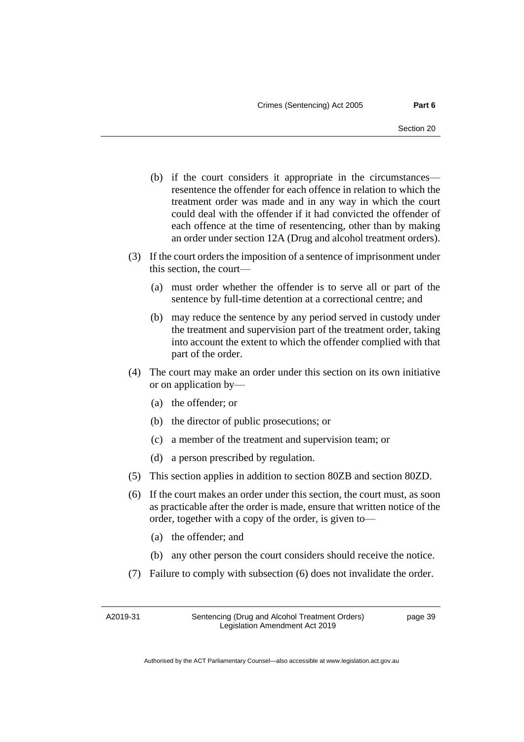(b) if the court considers it appropriate in the circumstances—resentence the offender for each offence in relation to which the treatment order was made and in any way in which the court could deal with the offender if it had convicted the offender of each offence at the time of resentencing, other than by making an order under section 12A (Drug and alcohol treatment orders).

(3) If the court orders the imposition of a sentence of imprisonment under this section, the court—

(a) must order whether the offender is to serve all or part of the sentence by full-time detention at a correctional centre; and

(b) may reduce the sentence by any period served in custody under the treatment and supervision part of the treatment order, taking into account the extent to which the offender complied with that part of the order.

(4) The court may make an order under this section on its own initiative or on application by—

(a) the offender; or

(b) the director of public prosecutions; or

(c) a member of the treatment and supervision team; or

(d) a person prescribed by regulation.

(5) This section applies in addition to section 80ZB and section 80ZD.

(6) If the court makes an order under this section, the court must, as soon as practicable after the order is made, ensure that written notice of the order, together with a copy of the order, is given to—

(a) the offender; and

(b) any other person the court considers should receive the notice.

(7) Failure to comply with subsection (6) does not invalidate the order.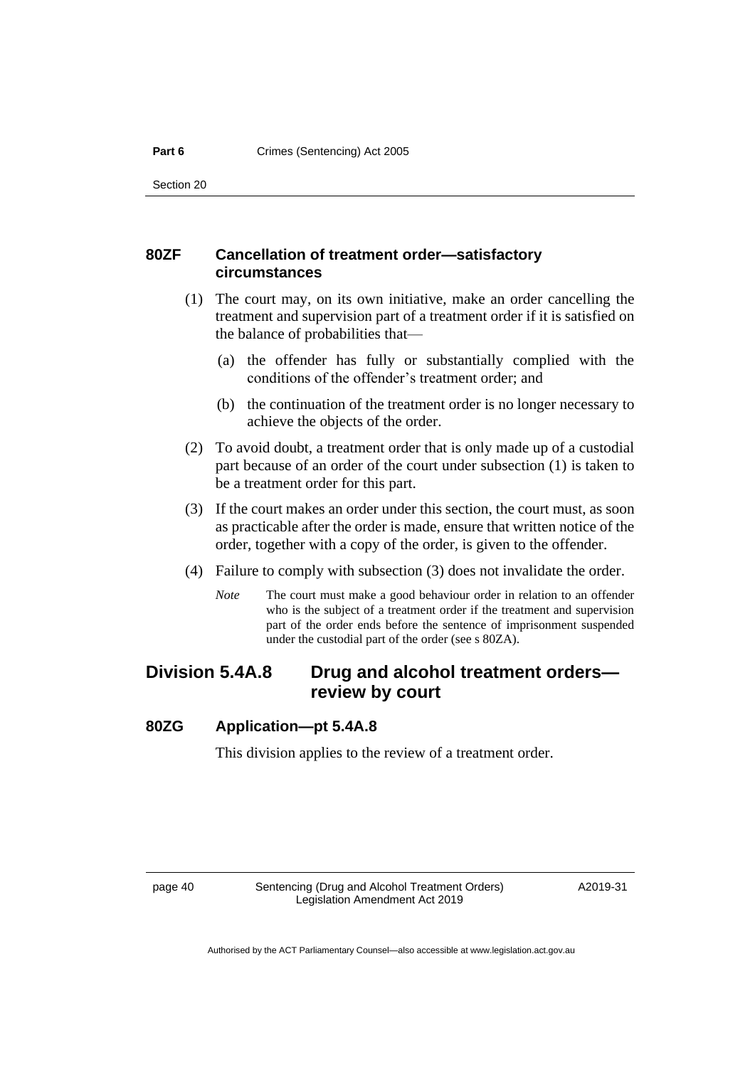### 80ZF Cancellation of treatment order—satisfactory circumstances

(1) The court may, on its own initiative, make an order cancelling the treatment and supervision part of a treatment order if it is satisfied on the balance of probabilities that—

(a) the offender has fully or substantially complied with the conditions of the offender's treatment order; and

(b) the continuation of the treatment order is no longer necessary to achieve the objects of the order.

(2) To avoid doubt, a treatment order that is only made up of a custodial part because of an order of the court under subsection (1) is taken to be a treatment order for this part.

(3) If the court makes an order under this section, the court must, as soon as practicable after the order is made, ensure that written notice of the order, together with a copy of the order, is given to the offender.

(4) Failure to comply with subsection (3) does not invalidate the order.

*Note* The court must make a good behaviour order in relation to an offender who is the subject of a treatment order if the treatment and supervision part of the order ends before the sentence of imprisonment suspended under the custodial part of the order (see s 80ZA).

## Division 5.4A.8 Drug and alcohol treatment orders—review by court

### 80ZG Application—pt 5.4A.8

This division applies to the review of a treatment order.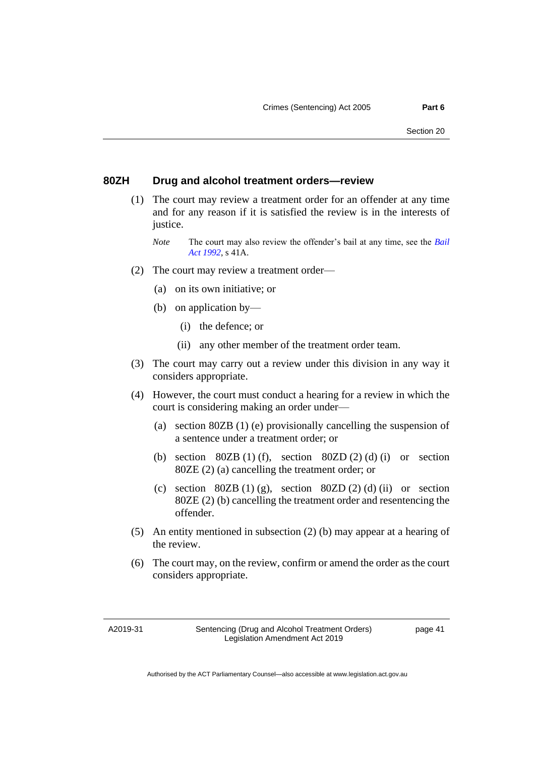### 80ZH Drug and alcohol treatment orders—review

(1) The court may review a treatment order for an offender at any time and for any reason if it is satisfied the review is in the interests of justice.

*Note* The court may also review the offender's bail at any time, see the *Bail Act 1992*, s 41A.

(2) The court may review a treatment order—

(a) on its own initiative; or

(b) on application by—

(i) the defence; or

(ii) any other member of the treatment order team.

(3) The court may carry out a review under this division in any way it considers appropriate.

(4) However, the court must conduct a hearing for a review in which the court is considering making an order under—

(a) section 80ZB (1) (e) provisionally cancelling the suspension of a sentence under a treatment order; or

(b) section 80ZB (1) (f), section 80ZD (2) (d) (i) or section 80ZE (2) (a) cancelling the treatment order; or

(c) section 80ZB (1) (g), section 80ZD (2) (d) (ii) or section 80ZE (2) (b) cancelling the treatment order and resentencing the offender.

(5) An entity mentioned in subsection (2) (b) may appear at a hearing of the review.

(6) The court may, on the review, confirm or amend the order as the court considers appropriate.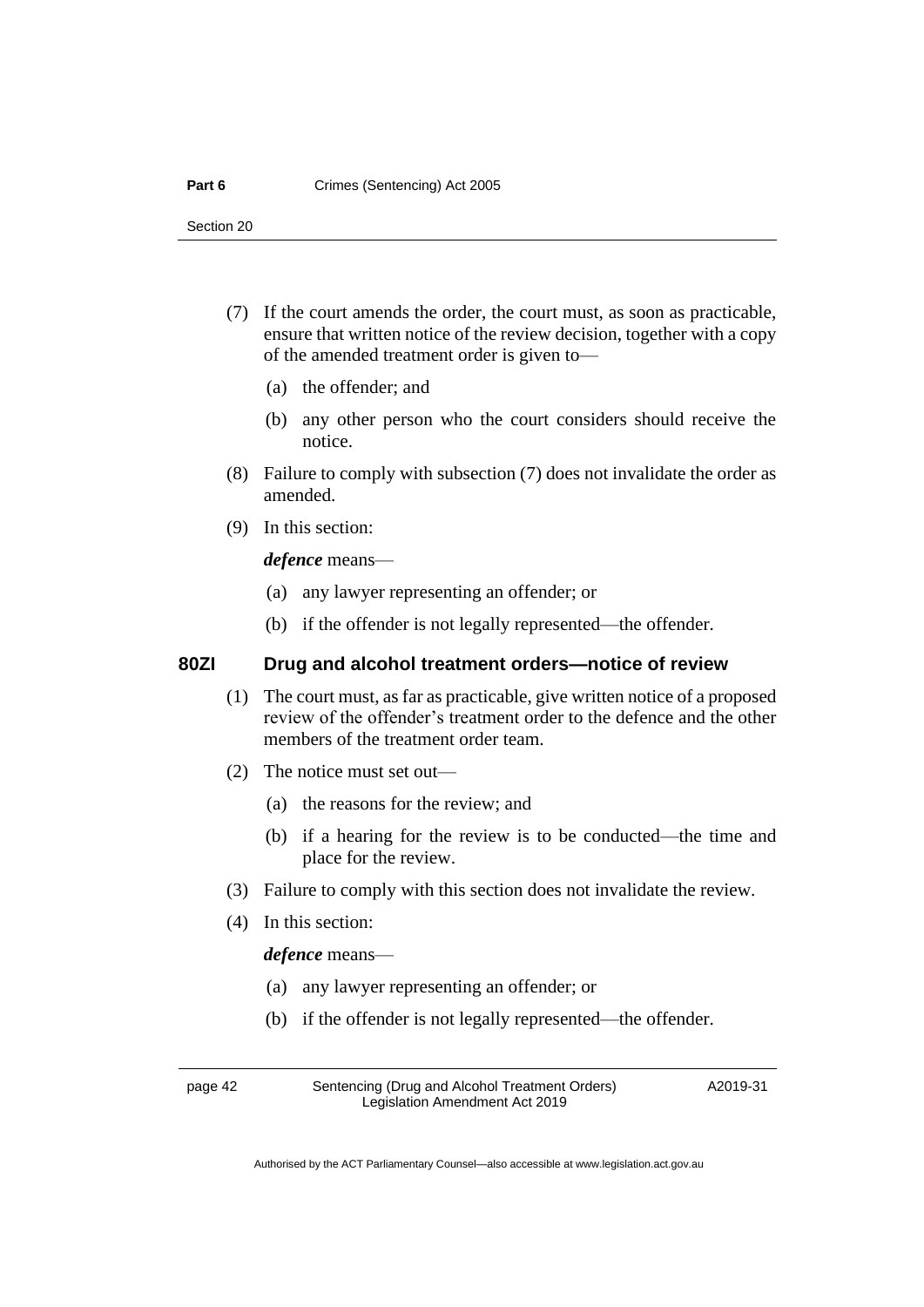(7) If the court amends the order, the court must, as soon as practicable, ensure that written notice of the review decision, together with a copy of the amended treatment order is given to—

(a) the offender; and

(b) any other person who the court considers should receive the notice.

(8) Failure to comply with subsection (7) does not invalidate the order as amended.

(9) In this section:

***defence*** means—

(a) any lawyer representing an offender; or

(b) if the offender is not legally represented—the offender.

### 80ZI Drug and alcohol treatment orders—notice of review

(1) The court must, as far as practicable, give written notice of a proposed review of the offender's treatment order to the defence and the other members of the treatment order team.

(2) The notice must set out—

(a) the reasons for the review; and

(b) if a hearing for the review is to be conducted—the time and place for the review.

(3) Failure to comply with this section does not invalidate the review.

(4) In this section:

***defence*** means—

(a) any lawyer representing an offender; or

(b) if the offender is not legally represented—the offender.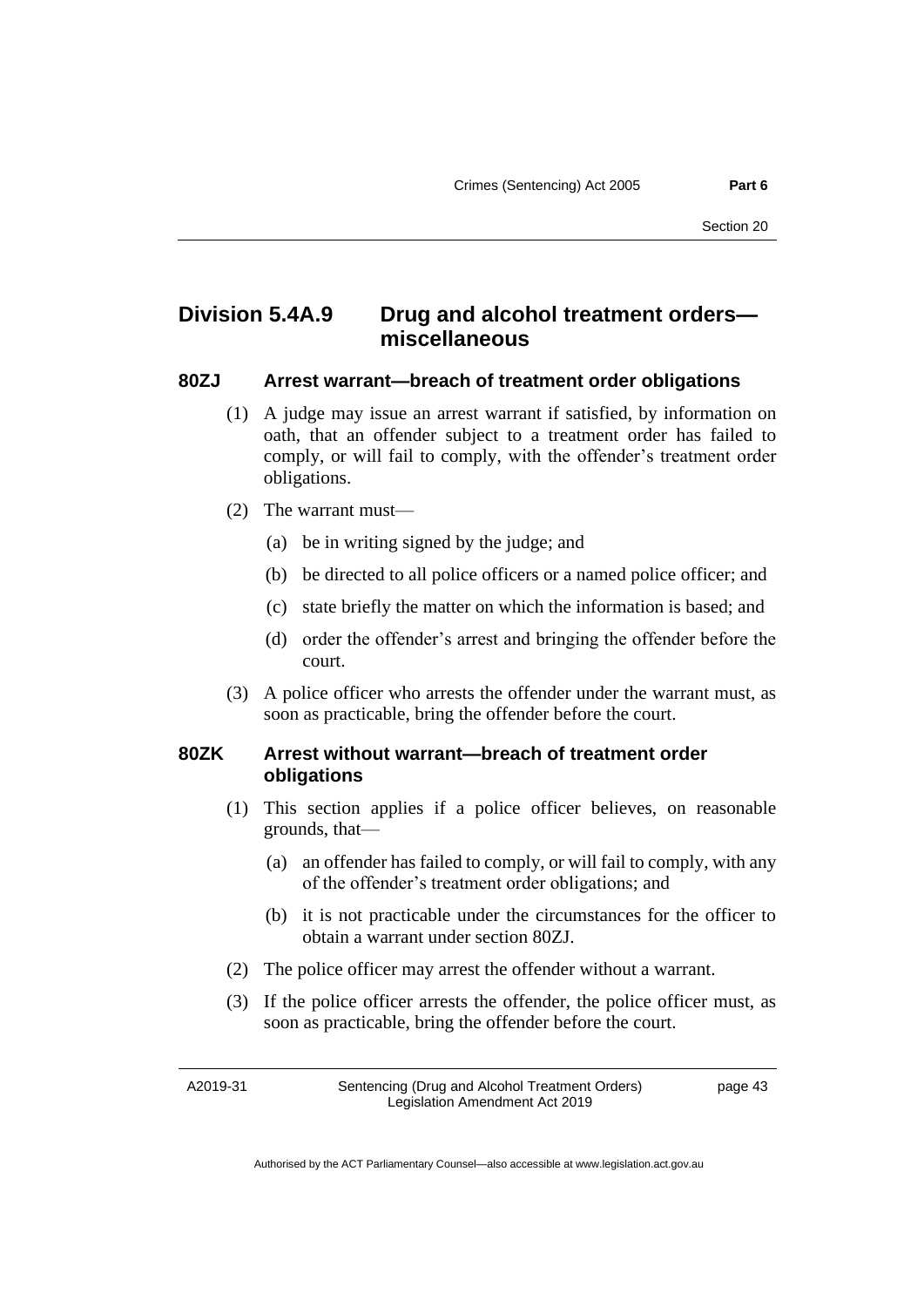## Division 5.4A.9 Drug and alcohol treatment orders—miscellaneous

### 80ZJ Arrest warrant—breach of treatment order obligations

(1) A judge may issue an arrest warrant if satisfied, by information on oath, that an offender subject to a treatment order has failed to comply, or will fail to comply, with the offender's treatment order obligations.

(2) The warrant must—

- (a) be in writing signed by the judge; and
- (b) be directed to all police officers or a named police officer; and
- (c) state briefly the matter on which the information is based; and
- (d) order the offender's arrest and bringing the offender before the court.

(3) A police officer who arrests the offender under the warrant must, as soon as practicable, bring the offender before the court.

### 80ZK Arrest without warrant—breach of treatment order obligations

(1) This section applies if a police officer believes, on reasonable grounds, that—

- (a) an offender has failed to comply, or will fail to comply, with any of the offender's treatment order obligations; and
- (b) it is not practicable under the circumstances for the officer to obtain a warrant under section 80ZJ.

(2) The police officer may arrest the offender without a warrant.

(3) If the police officer arrests the offender, the police officer must, as soon as practicable, bring the offender before the court.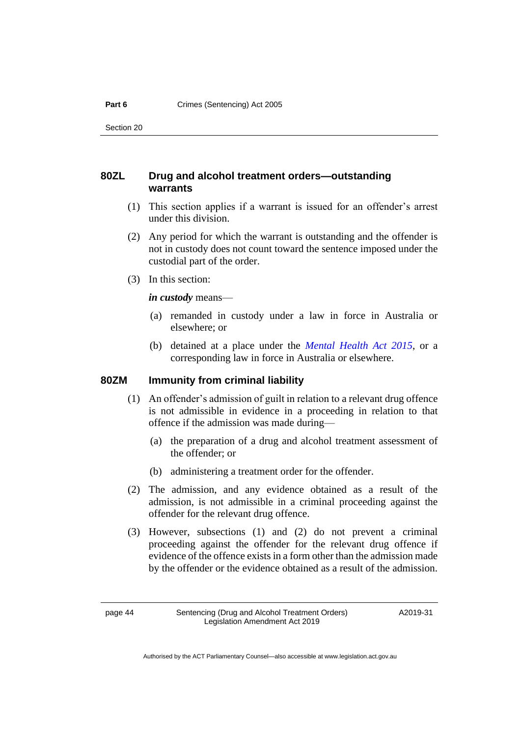### 80ZL Drug and alcohol treatment orders—outstanding warrants

(1) This section applies if a warrant is issued for an offender's arrest under this division.

(2) Any period for which the warrant is outstanding and the offender is not in custody does not count toward the sentence imposed under the custodial part of the order.

(3) In this section:

***in custody*** means—

(a) remanded in custody under a law in force in Australia or elsewhere; or

(b) detained at a place under the *Mental Health Act 2015*, or a corresponding law in force in Australia or elsewhere.

### 80ZM Immunity from criminal liability

(1) An offender's admission of guilt in relation to a relevant drug offence is not admissible in evidence in a proceeding in relation to that offence if the admission was made during—

(a) the preparation of a drug and alcohol treatment assessment of the offender; or

(b) administering a treatment order for the offender.

(2) The admission, and any evidence obtained as a result of the admission, is not admissible in a criminal proceeding against the offender for the relevant drug offence.

(3) However, subsections (1) and (2) do not prevent a criminal proceeding against the offender for the relevant drug offence if evidence of the offence exists in a form other than the admission made by the offender or the evidence obtained as a result of the admission.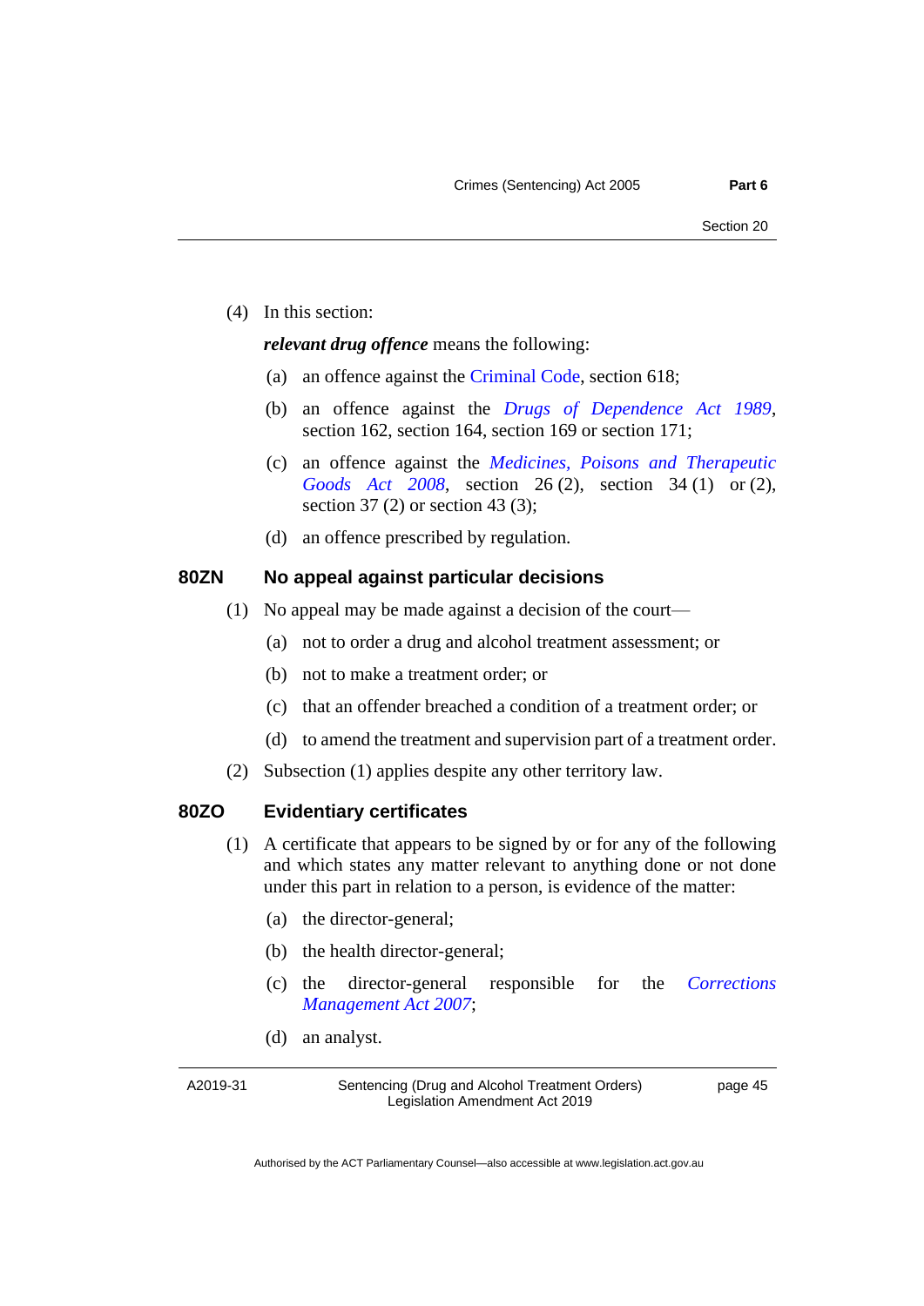(4) In this section:

***relevant drug offence*** means the following:

(a) an offence against the Criminal Code, section 618;

(b) an offence against the *Drugs of Dependence Act 1989*, section 162, section 164, section 169 or section 171;

(c) an offence against the *Medicines, Poisons and Therapeutic Goods Act 2008*, section 26 (2), section 34 (1) or (2), section 37 (2) or section 43 (3);

(d) an offence prescribed by regulation.

## 80ZN No appeal against particular decisions

(1) No appeal may be made against a decision of the court—

(a) not to order a drug and alcohol treatment assessment; or

(b) not to make a treatment order; or

(c) that an offender breached a condition of a treatment order; or

(d) to amend the treatment and supervision part of a treatment order.

(2) Subsection (1) applies despite any other territory law.

## 80ZO Evidentiary certificates

(1) A certificate that appears to be signed by or for any of the following and which states any matter relevant to anything done or not done under this part in relation to a person, is evidence of the matter:

(a) the director-general;

(b) the health director-general;

(c) the director-general responsible for the *Corrections Management Act 2007*;

(d) an analyst.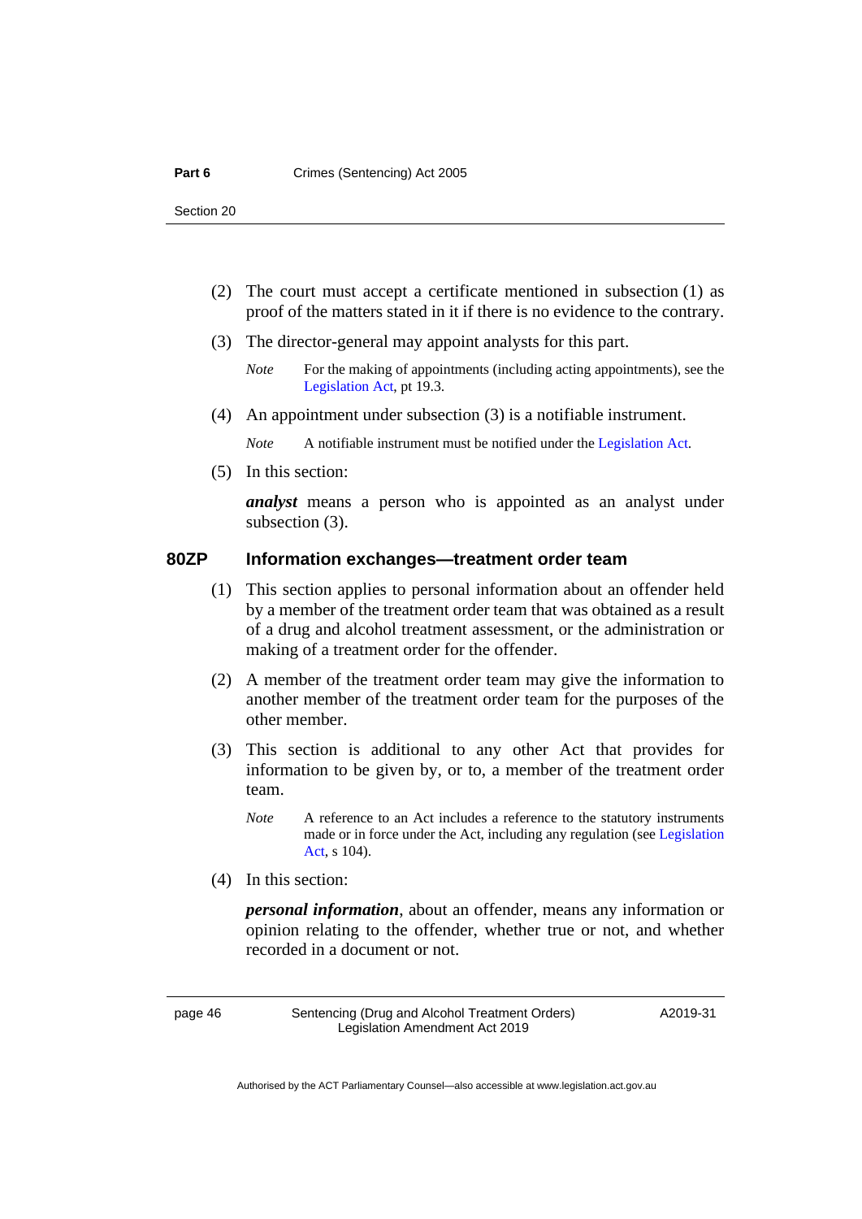(2) The court must accept a certificate mentioned in subsection (1) as proof of the matters stated in it if there is no evidence to the contrary.

(3) The director-general may appoint analysts for this part.

*Note* For the making of appointments (including acting appointments), see the Legislation Act, pt 19.3.

(4) An appointment under subsection (3) is a notifiable instrument.

*Note* A notifiable instrument must be notified under the Legislation Act.

(5) In this section:

***analyst*** means a person who is appointed as an analyst under subsection (3).

### 80ZP Information exchanges—treatment order team

(1) This section applies to personal information about an offender held by a member of the treatment order team that was obtained as a result of a drug and alcohol treatment assessment, or the administration or making of a treatment order for the offender.

(2) A member of the treatment order team may give the information to another member of the treatment order team for the purposes of the other member.

(3) This section is additional to any other Act that provides for information to be given by, or to, a member of the treatment order team.

*Note* A reference to an Act includes a reference to the statutory instruments made or in force under the Act, including any regulation (see Legislation Act, s 104).

(4) In this section:

***personal information***, about an offender, means any information or opinion relating to the offender, whether true or not, and whether recorded in a document or not.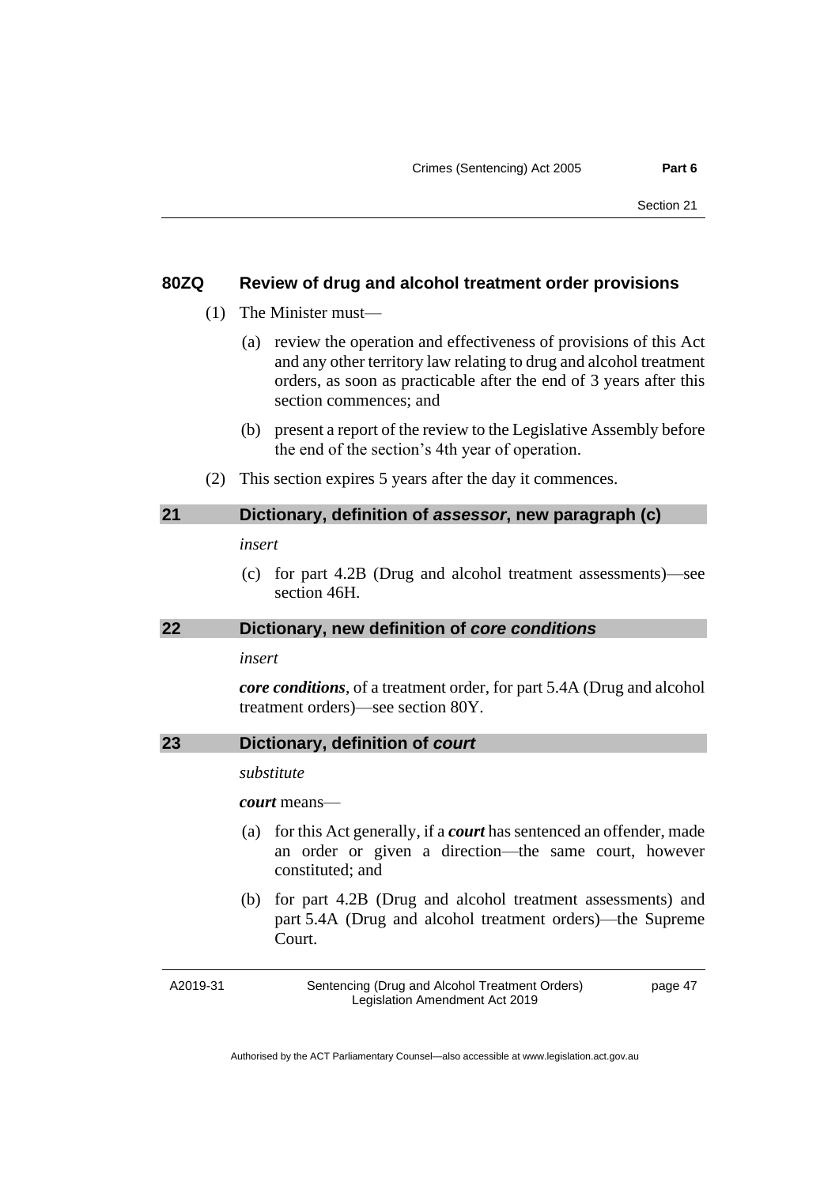### 80ZQ Review of drug and alcohol treatment order provisions

(1) The Minister must—

(a) review the operation and effectiveness of provisions of this Act and any other territory law relating to drug and alcohol treatment orders, as soon as practicable after the end of 3 years after this section commences; and

(b) present a report of the review to the Legislative Assembly before the end of the section's 4th year of operation.

(2) This section expires 5 years after the day it commences.

## 21 Dictionary, definition of *assessor*, new paragraph (c)

*insert*

(c) for part 4.2B (Drug and alcohol treatment assessments)—see section 46H.

## 22 Dictionary, new definition of *core conditions*

*insert*

***core conditions***, of a treatment order, for part 5.4A (Drug and alcohol treatment orders)—see section 80Y.

## 23 Dictionary, definition of *court*

*substitute*

***court*** means—

(a) for this Act generally, if a ***court*** has sentenced an offender, made an order or given a direction—the same court, however constituted; and

(b) for part 4.2B (Drug and alcohol treatment assessments) and part 5.4A (Drug and alcohol treatment orders)—the Supreme Court.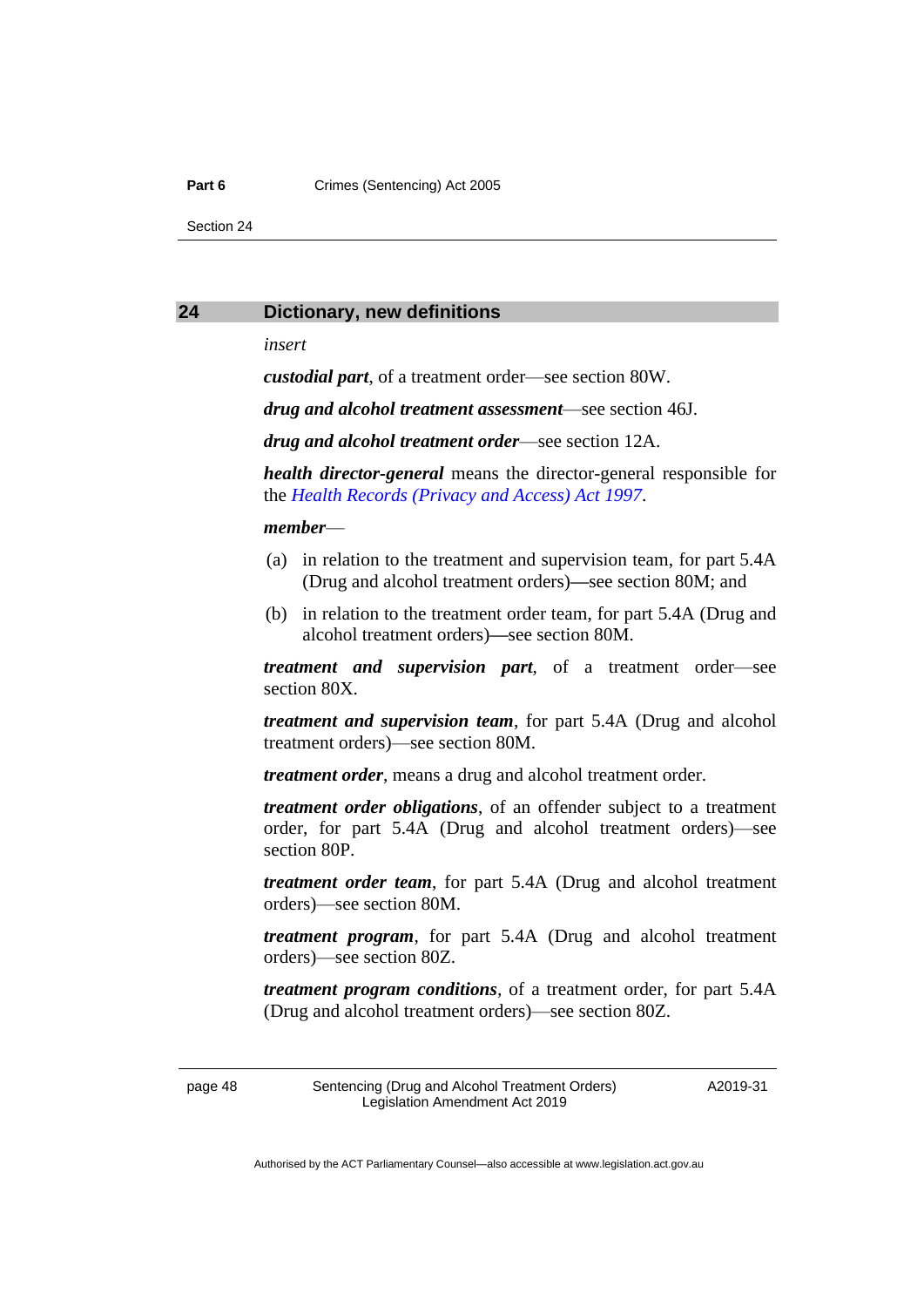## 24 Dictionary, new definitions

*insert*

***custodial part***, of a treatment order—see section 80W.

***drug and alcohol treatment assessment***—see section 46J.

***drug and alcohol treatment order***—see section 12A.

***health director-general*** means the director-general responsible for the *Health Records (Privacy and Access) Act 1997*.

***member***—

(a) in relation to the treatment and supervision team, for part 5.4A (Drug and alcohol treatment orders)—see section 80M; and

(b) in relation to the treatment order team, for part 5.4A (Drug and alcohol treatment orders)—see section 80M.

***treatment and supervision part***, of a treatment order—see section 80X.

***treatment and supervision team***, for part 5.4A (Drug and alcohol treatment orders)—see section 80M.

***treatment order***, means a drug and alcohol treatment order.

***treatment order obligations***, of an offender subject to a treatment order, for part 5.4A (Drug and alcohol treatment orders)—see section 80P.

***treatment order team***, for part 5.4A (Drug and alcohol treatment orders)—see section 80M.

***treatment program***, for part 5.4A (Drug and alcohol treatment orders)—see section 80Z.

***treatment program conditions***, of a treatment order, for part 5.4A (Drug and alcohol treatment orders)—see section 80Z.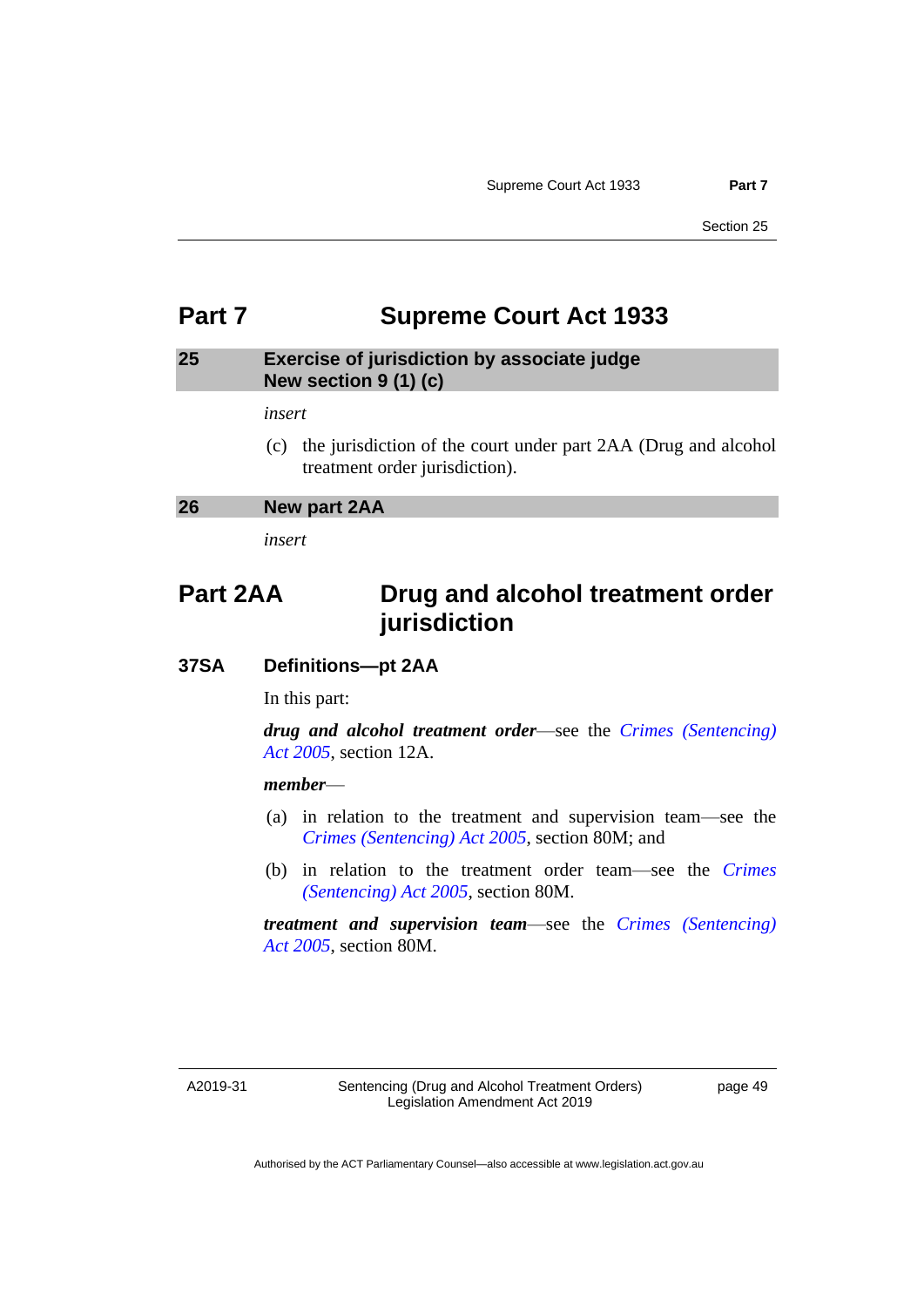# Part 7 Supreme Court Act 1933

## 25 Exercise of jurisdiction by associate judge New section 9 (1) (c)

*insert*

(c) the jurisdiction of the court under part 2AA (Drug and alcohol treatment order jurisdiction).

## 26 New part 2AA

*insert*

# Part 2AA Drug and alcohol treatment order jurisdiction

### 37SA Definitions—pt 2AA

In this part:

***drug and alcohol treatment order***—see the *Crimes (Sentencing) Act 2005*, section 12A.

***member***—

(a) in relation to the treatment and supervision team—see the *Crimes (Sentencing) Act 2005*, section 80M; and

(b) in relation to the treatment order team—see the *Crimes (Sentencing) Act 2005*, section 80M.

***treatment and supervision team***—see the *Crimes (Sentencing) Act 2005*, section 80M.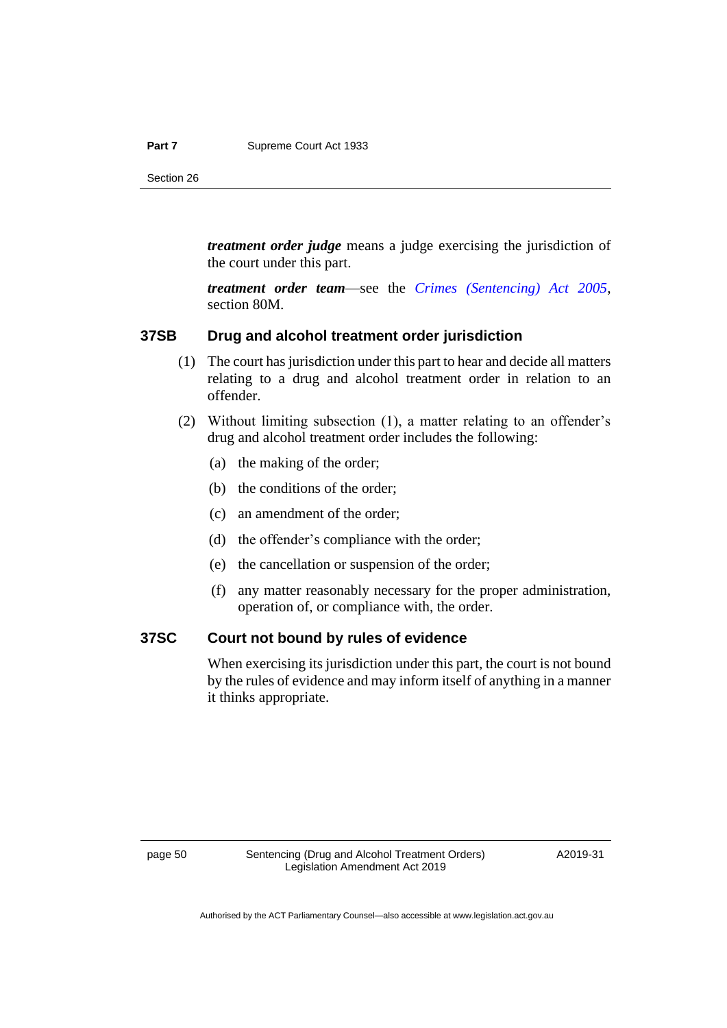***treatment order judge*** means a judge exercising the jurisdiction of the court under this part.

***treatment order team***—see the *Crimes (Sentencing) Act 2005*, section 80M.

### 37SB Drug and alcohol treatment order jurisdiction

(1) The court has jurisdiction under this part to hear and decide all matters relating to a drug and alcohol treatment order in relation to an offender.

(2) Without limiting subsection (1), a matter relating to an offender's drug and alcohol treatment order includes the following:

(a) the making of the order;

(b) the conditions of the order;

(c) an amendment of the order;

(d) the offender's compliance with the order;

(e) the cancellation or suspension of the order;

(f) any matter reasonably necessary for the proper administration, operation of, or compliance with, the order.

### 37SC Court not bound by rules of evidence

When exercising its jurisdiction under this part, the court is not bound by the rules of evidence and may inform itself of anything in a manner it thinks appropriate.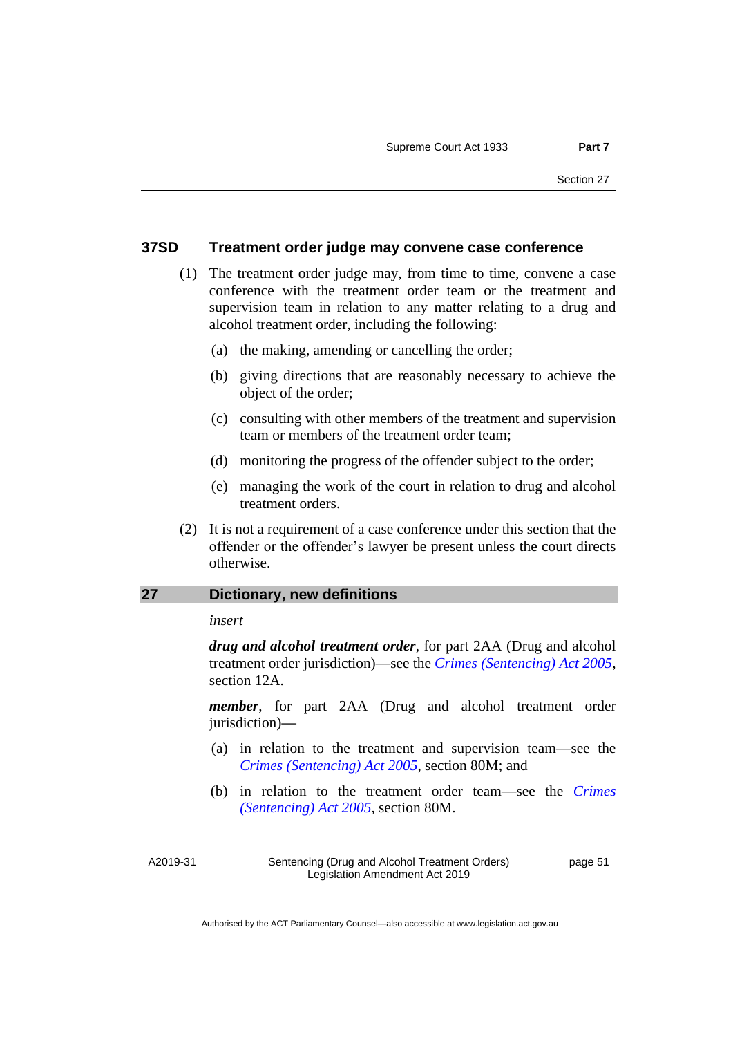### 37SD Treatment order judge may convene case conference

(1) The treatment order judge may, from time to time, convene a case conference with the treatment order team or the treatment and supervision team in relation to any matter relating to a drug and alcohol treatment order, including the following:

- (a) the making, amending or cancelling the order;
- (b) giving directions that are reasonably necessary to achieve the object of the order;
- (c) consulting with other members of the treatment and supervision team or members of the treatment order team;
- (d) monitoring the progress of the offender subject to the order;
- (e) managing the work of the court in relation to drug and alcohol treatment orders.

(2) It is not a requirement of a case conference under this section that the offender or the offender's lawyer be present unless the court directs otherwise.

## 27 Dictionary, new definitions

*insert*

***drug and alcohol treatment order***, for part 2AA (Drug and alcohol treatment order jurisdiction)—see the *Crimes (Sentencing) Act 2005*, section 12A.

***member***, for part 2AA (Drug and alcohol treatment order jurisdiction)—

- (a) in relation to the treatment and supervision team—see the *Crimes (Sentencing) Act 2005*, section 80M; and
- (b) in relation to the treatment order team—see the *Crimes (Sentencing) Act 2005*, section 80M.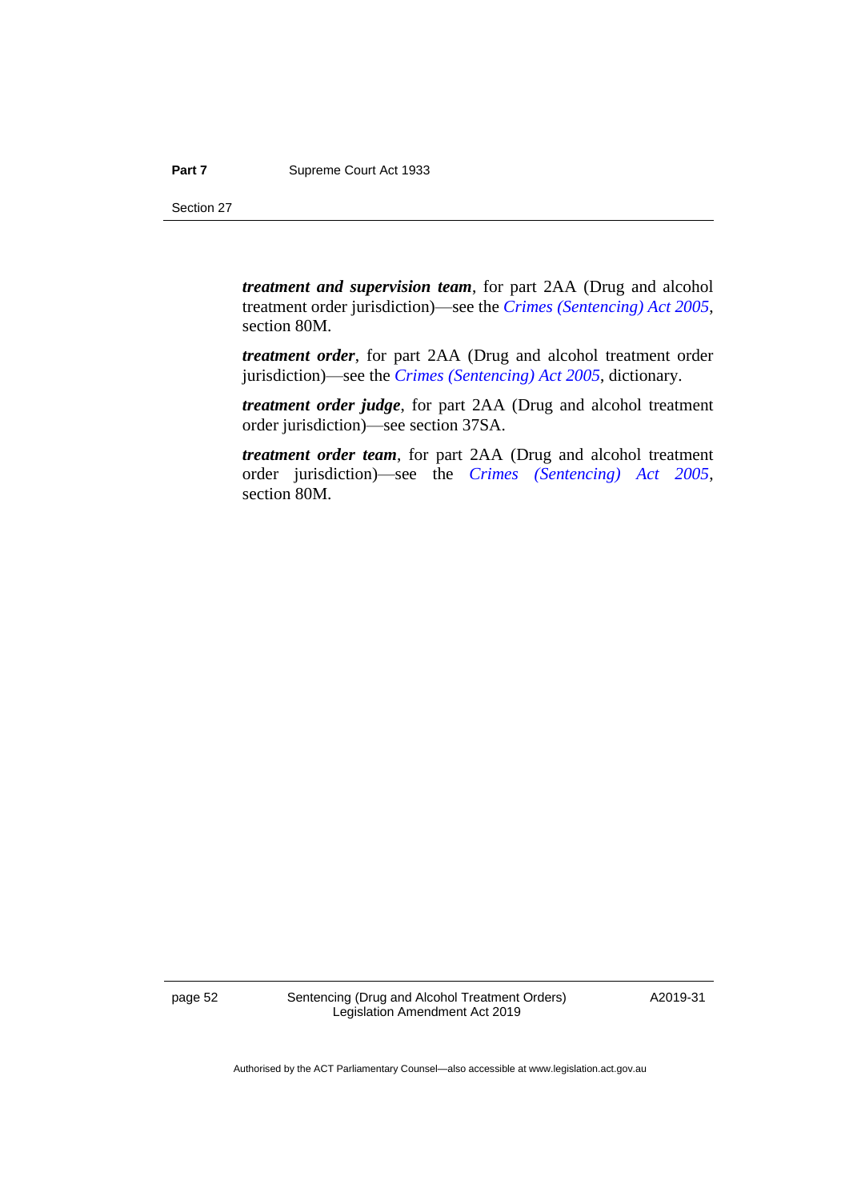***treatment and supervision team***, for part 2AA (Drug and alcohol treatment order jurisdiction)—see the *Crimes (Sentencing) Act 2005*, section 80M.

***treatment order***, for part 2AA (Drug and alcohol treatment order jurisdiction)—see the *Crimes (Sentencing) Act 2005*, dictionary.

***treatment order judge***, for part 2AA (Drug and alcohol treatment order jurisdiction)—see section 37SA.

***treatment order team***, for part 2AA (Drug and alcohol treatment order jurisdiction)—see the *Crimes (Sentencing) Act 2005*, section 80M.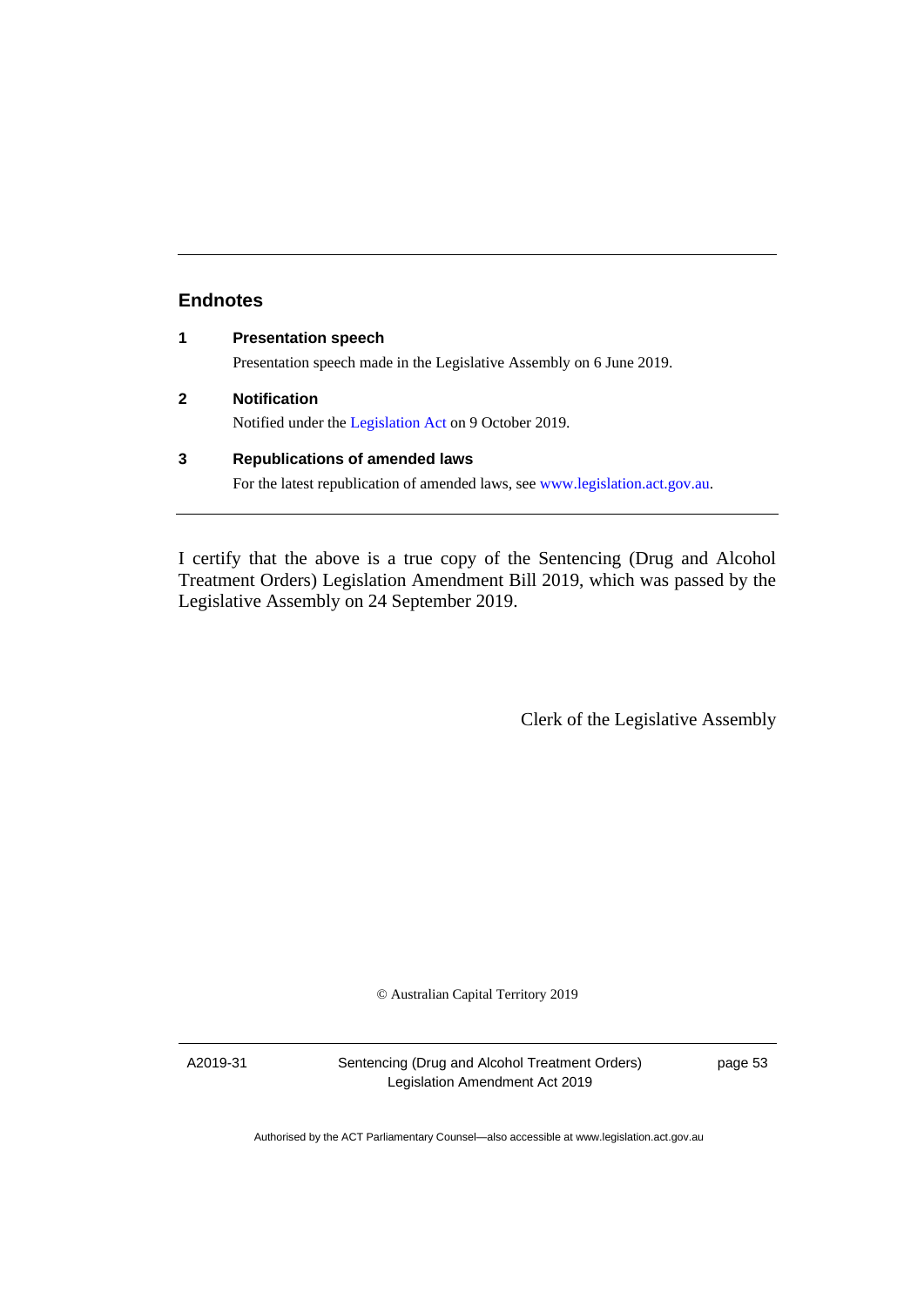## Endnotes

### 1 Presentation speech

Presentation speech made in the Legislative Assembly on 6 June 2019.

### 2 Notification

Notified under the Legislation Act on 9 October 2019.

### 3 Republications of amended laws

For the latest republication of amended laws, see www.legislation.act.gov.au.

---

I certify that the above is a true copy of the Sentencing (Drug and Alcohol Treatment Orders) Legislation Amendment Bill 2019, which was passed by the Legislative Assembly on 24 September 2019.

Clerk of the Legislative Assembly

© Australian Capital Territory 2019